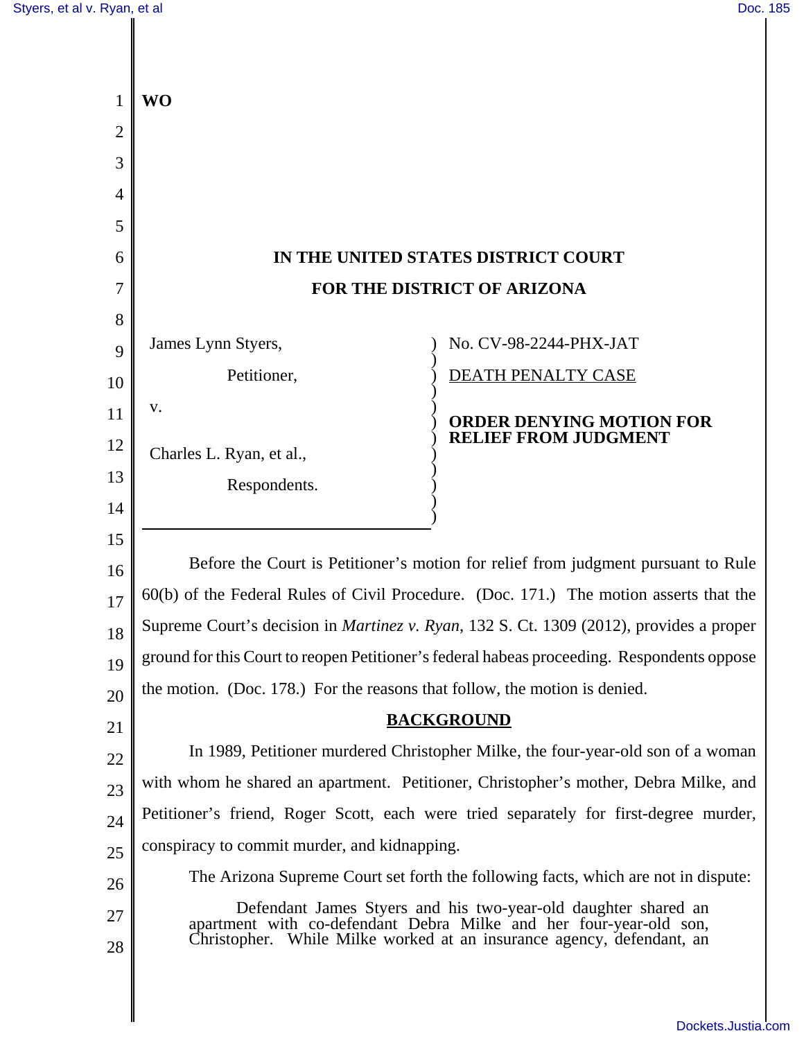**WO**

**IN THE UNITED STATES DISTRICT COURT**

**FOR THE DISTRICT OF ARIZONA**

| | |
|---|---|
| James Lynn Styers,<br>Petitioner,<br>v.<br>Charles L. Ryan, et al.,<br>Respondents. | No. CV-98-2244-PHX-JAT<br>DEATH PENALTY CASE<br>**ORDER DENYING MOTION FOR RELIEF FROM JUDGMENT** |

Before the Court is Petitioner's motion for relief from judgment pursuant to Rule 60(b) of the Federal Rules of Civil Procedure. (Doc. 171.) The motion asserts that the Supreme Court's decision in *Martinez v. Ryan*, 132 S. Ct. 1309 (2012), provides a proper ground for this Court to reopen Petitioner's federal habeas proceeding. Respondents oppose the motion. (Doc. 178.) For the reasons that follow, the motion is denied.

## BACKGROUND

In 1989, Petitioner murdered Christopher Milke, the four-year-old son of a woman with whom he shared an apartment. Petitioner, Christopher's mother, Debra Milke, and Petitioner's friend, Roger Scott, each were tried separately for first-degree murder, conspiracy to commit murder, and kidnapping.

The Arizona Supreme Court set forth the following facts, which are not in dispute:

> Defendant James Styers and his two-year-old daughter shared an apartment with co-defendant Debra Milke and her four-year-old son, Christopher. While Milke worked at an insurance agency, defendant, an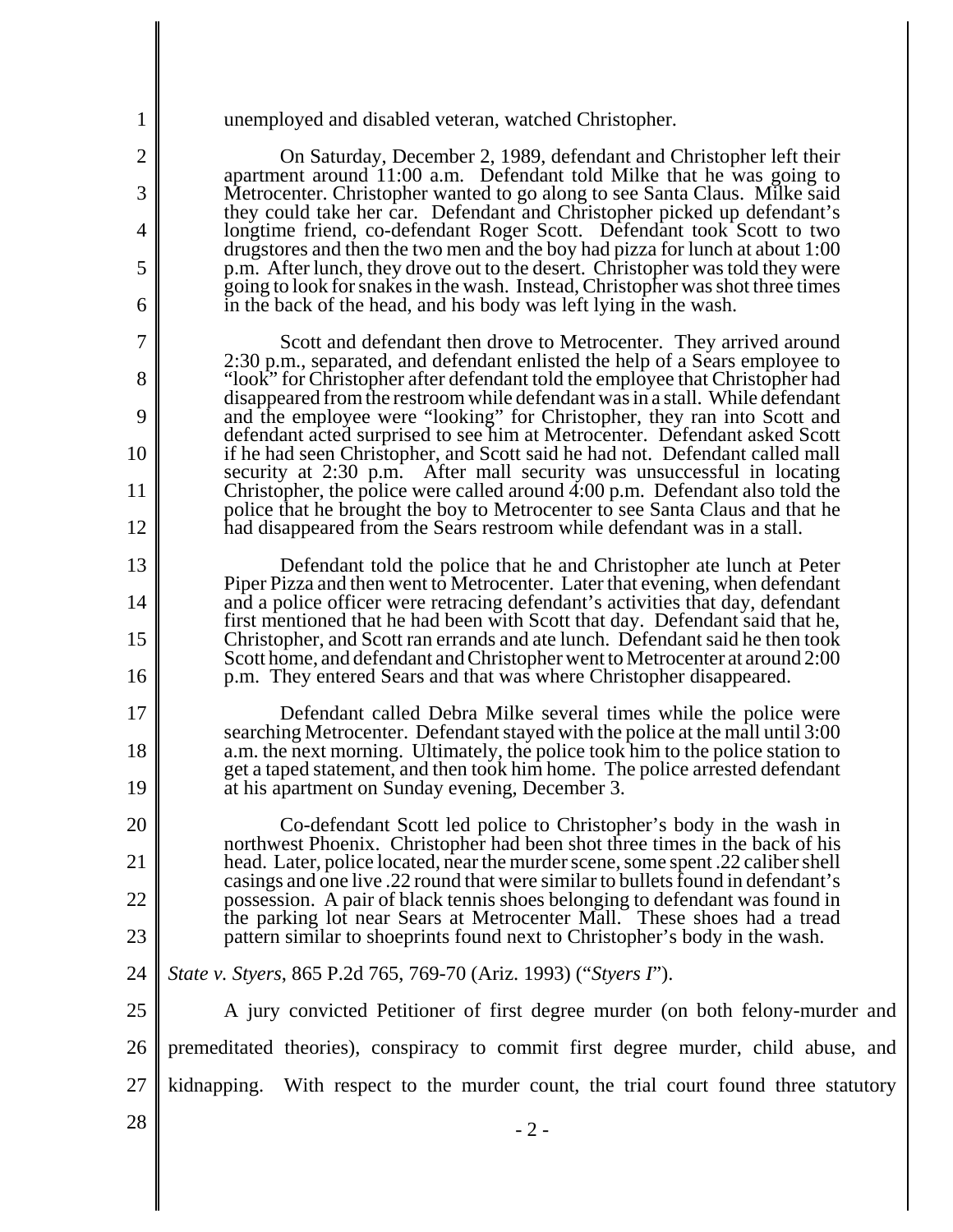unemployed and disabled veteran, watched Christopher.

> On Saturday, December 2, 1989, defendant and Christopher left their apartment around 11:00 a.m. Defendant told Milke that he was going to Metrocenter. Christopher wanted to go along to see Santa Claus. Milke said they could take her car. Defendant and Christopher picked up defendant's longtime friend, co-defendant Roger Scott. Defendant took Scott to two drugstores and then the two men and the boy had pizza for lunch at about 1:00 p.m. After lunch, they drove out to the desert. Christopher was told they were going to look for snakes in the wash. Instead, Christopher was shot three times in the back of the head, and his body was left lying in the wash.
>
> Scott and defendant then drove to Metrocenter. They arrived around 2:30 p.m., separated, and defendant enlisted the help of a Sears employee to "look" for Christopher after defendant told the employee that Christopher had disappeared from the restroom while defendant was in a stall. While defendant and the employee were "looking" for Christopher, they ran into Scott and defendant acted surprised to see him at Metrocenter. Defendant asked Scott if he had seen Christopher, and Scott said he had not. Defendant called mall security at 2:30 p.m. After mall security was unsuccessful in locating Christopher, the police were called around 4:00 p.m. Defendant also told the police that he brought the boy to Metrocenter to see Santa Claus and that he had disappeared from the Sears restroom while defendant was in a stall.
>
> Defendant told the police that he and Christopher ate lunch at Peter Piper Pizza and then went to Metrocenter. Later that evening, when defendant and a police officer were retracing defendant's activities that day, defendant first mentioned that he had been with Scott that day. Defendant said that he, Christopher, and Scott ran errands and ate lunch. Defendant said he then took Scott home, and defendant and Christopher went to Metrocenter at around 2:00 p.m. They entered Sears and that was where Christopher disappeared.
>
> Defendant called Debra Milke several times while the police were searching Metrocenter. Defendant stayed with the police at the mall until 3:00 a.m. the next morning. Ultimately, the police took him to the police station to get a taped statement, and then took him home. The police arrested defendant at his apartment on Sunday evening, December 3.
>
> Co-defendant Scott led police to Christopher's body in the wash in northwest Phoenix. Christopher had been shot three times in the back of his head. Later, police located, near the murder scene, some spent .22 caliber shell casings and one live .22 round that were similar to bullets found in defendant's possession. A pair of black tennis shoes belonging to defendant was found in the parking lot near Sears at Metrocenter Mall. These shoes had a tread pattern similar to shoeprints found next to Christopher's body in the wash.

*State v. Styers*, 865 P.2d 765, 769-70 (Ariz. 1993) ("*Styers I*").

A jury convicted Petitioner of first degree murder (on both felony-murder and premeditated theories), conspiracy to commit first degree murder, child abuse, and kidnapping. With respect to the murder count, the trial court found three statutory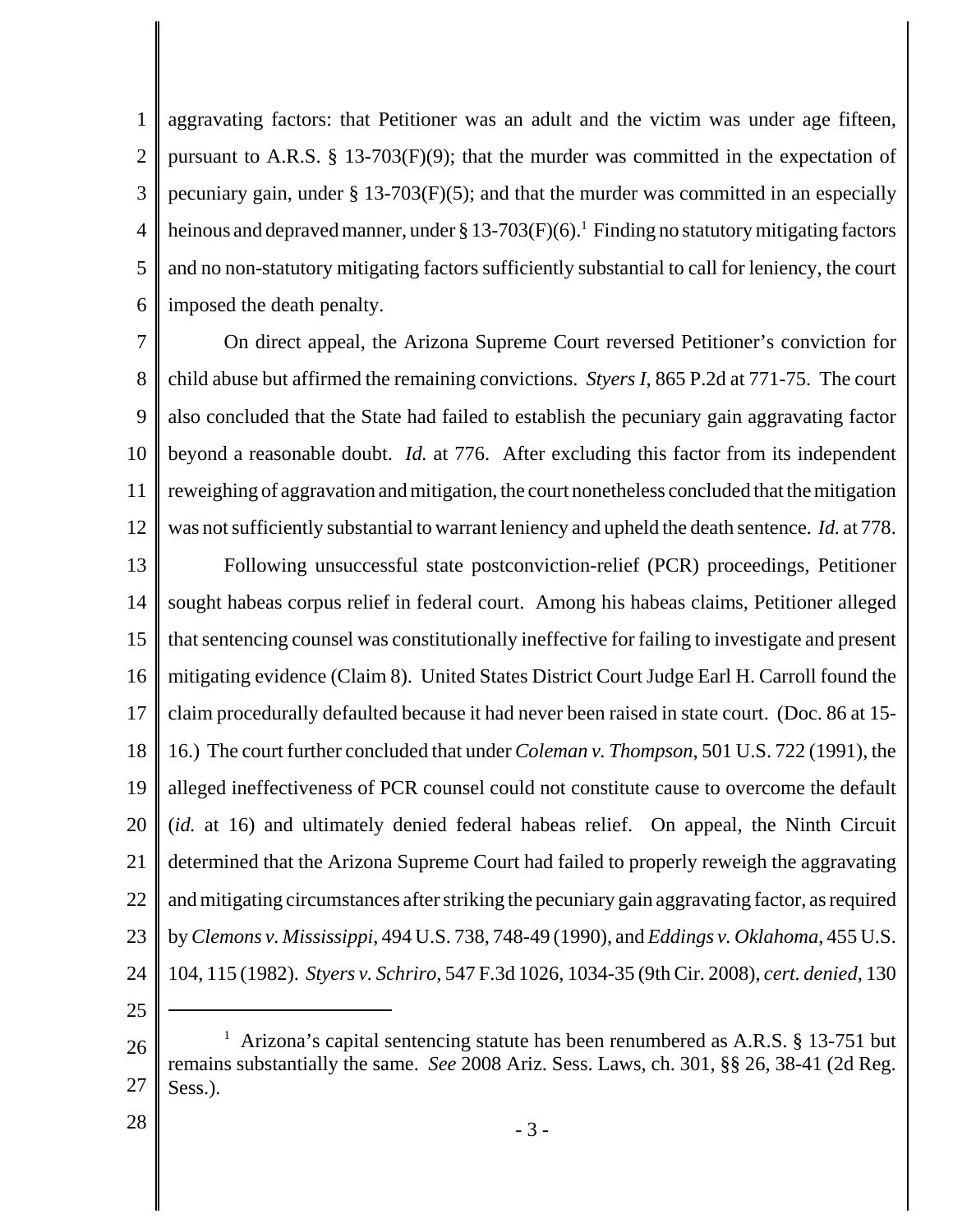aggravating factors: that Petitioner was an adult and the victim was under age fifteen, pursuant to A.R.S. § 13-703(F)(9); that the murder was committed in the expectation of pecuniary gain, under § 13-703(F)(5); and that the murder was committed in an especially heinous and depraved manner, under § 13-703(F)(6).[1] Finding no statutory mitigating factors and no non-statutory mitigating factors sufficiently substantial to call for leniency, the court imposed the death penalty.

On direct appeal, the Arizona Supreme Court reversed Petitioner's conviction for child abuse but affirmed the remaining convictions. *Styers I*, 865 P.2d at 771-75. The court also concluded that the State had failed to establish the pecuniary gain aggravating factor beyond a reasonable doubt. *Id.* at 776. After excluding this factor from its independent reweighing of aggravation and mitigation, the court nonetheless concluded that the mitigation was not sufficiently substantial to warrant leniency and upheld the death sentence. *Id.* at 778.

Following unsuccessful state postconviction-relief (PCR) proceedings, Petitioner sought habeas corpus relief in federal court. Among his habeas claims, Petitioner alleged that sentencing counsel was constitutionally ineffective for failing to investigate and present mitigating evidence (Claim 8). United States District Court Judge Earl H. Carroll found the claim procedurally defaulted because it had never been raised in state court. (Doc. 86 at 15-16.) The court further concluded that under *Coleman v. Thompson*, 501 U.S. 722 (1991), the alleged ineffectiveness of PCR counsel could not constitute cause to overcome the default (*id.* at 16) and ultimately denied federal habeas relief. On appeal, the Ninth Circuit determined that the Arizona Supreme Court had failed to properly reweigh the aggravating and mitigating circumstances after striking the pecuniary gain aggravating factor, as required by *Clemons v. Mississippi*, 494 U.S. 738, 748-49 (1990), and *Eddings v. Oklahoma*, 455 U.S. 104, 115 (1982). *Styers v. Schriro*, 547 F.3d 1026, 1034-35 (9th Cir. 2008), *cert. denied*, 130

---

[1] Arizona's capital sentencing statute has been renumbered as A.R.S. § 13-751 but remains substantially the same. *See* 2008 Ariz. Sess. Laws, ch. 301, §§ 26, 38-41 (2d Reg. Sess.).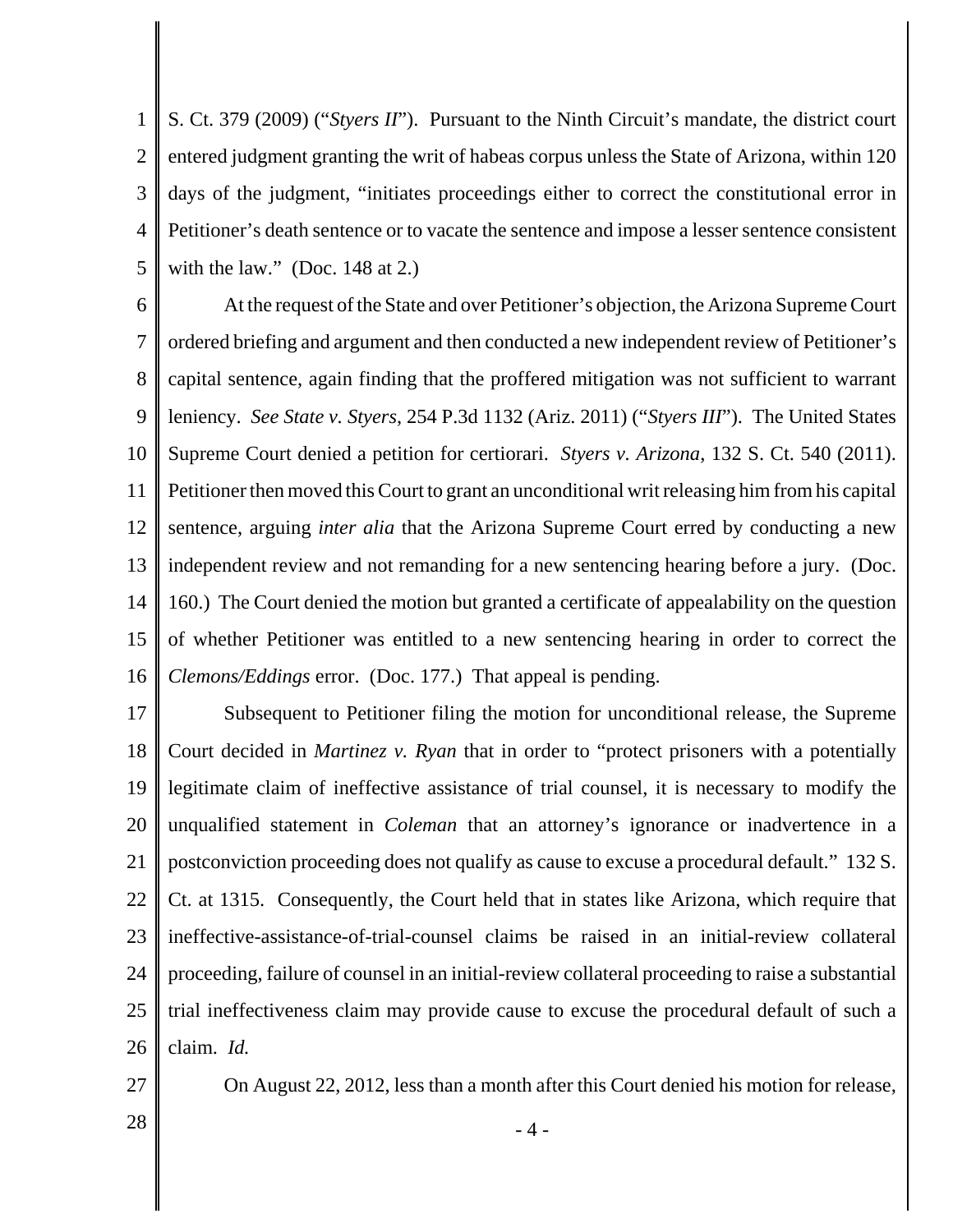S. Ct. 379 (2009) ("*Styers II*"). Pursuant to the Ninth Circuit's mandate, the district court entered judgment granting the writ of habeas corpus unless the State of Arizona, within 120 days of the judgment, "initiates proceedings either to correct the constitutional error in Petitioner's death sentence or to vacate the sentence and impose a lesser sentence consistent with the law." (Doc. 148 at 2.)

At the request of the State and over Petitioner's objection, the Arizona Supreme Court ordered briefing and argument and then conducted a new independent review of Petitioner's capital sentence, again finding that the proffered mitigation was not sufficient to warrant leniency. *See State v. Styers*, 254 P.3d 1132 (Ariz. 2011) ("*Styers III*"). The United States Supreme Court denied a petition for certiorari. *Styers v. Arizona*, 132 S. Ct. 540 (2011). Petitioner then moved this Court to grant an unconditional writ releasing him from his capital sentence, arguing *inter alia* that the Arizona Supreme Court erred by conducting a new independent review and not remanding for a new sentencing hearing before a jury. (Doc. 160.) The Court denied the motion but granted a certificate of appealability on the question of whether Petitioner was entitled to a new sentencing hearing in order to correct the *Clemons/Eddings* error. (Doc. 177.) That appeal is pending.

Subsequent to Petitioner filing the motion for unconditional release, the Supreme Court decided in *Martinez v. Ryan* that in order to "protect prisoners with a potentially legitimate claim of ineffective assistance of trial counsel, it is necessary to modify the unqualified statement in *Coleman* that an attorney's ignorance or inadvertence in a postconviction proceeding does not qualify as cause to excuse a procedural default." 132 S. Ct. at 1315. Consequently, the Court held that in states like Arizona, which require that ineffective-assistance-of-trial-counsel claims be raised in an initial-review collateral proceeding, failure of counsel in an initial-review collateral proceeding to raise a substantial trial ineffectiveness claim may provide cause to excuse the procedural default of such a claim. *Id.*

On August 22, 2012, less than a month after this Court denied his motion for release,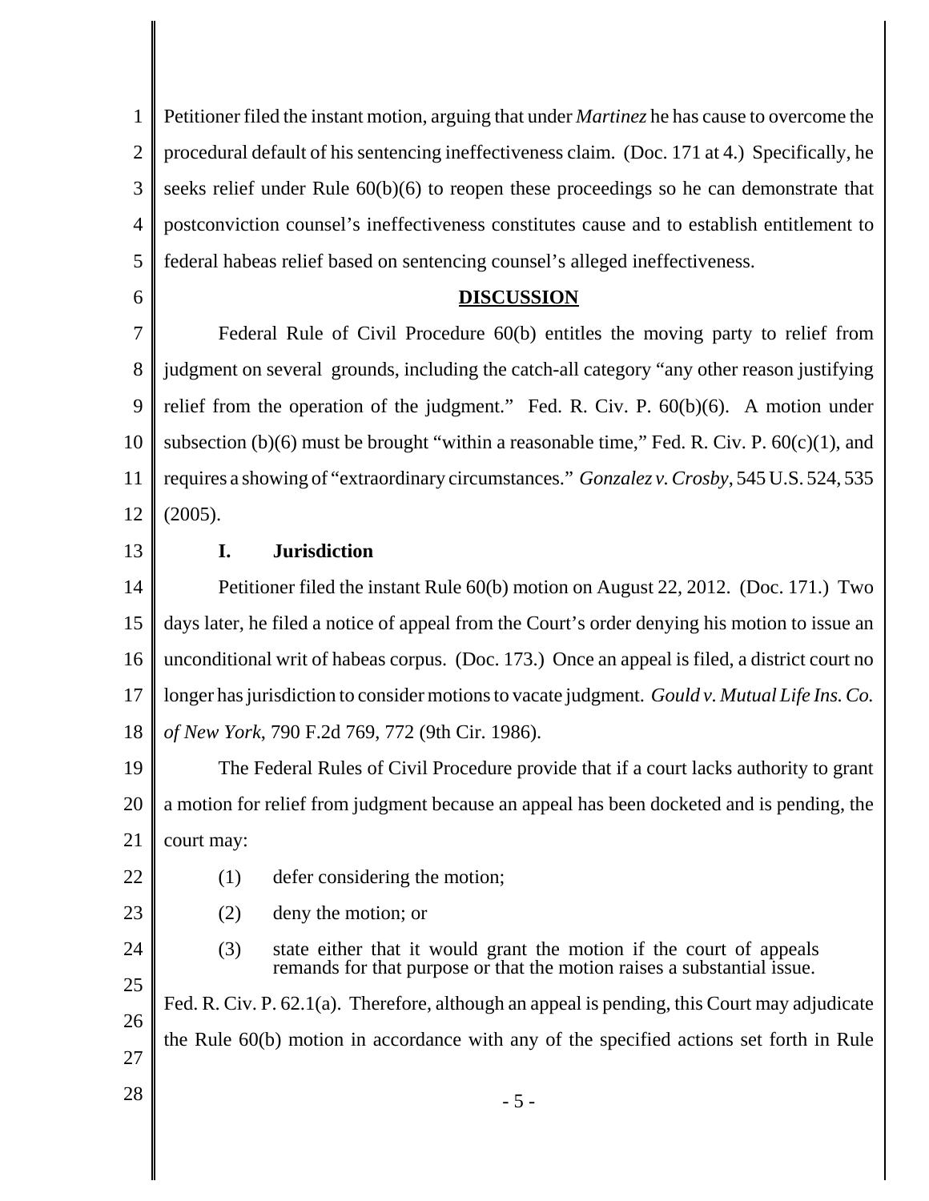Petitioner filed the instant motion, arguing that under *Martinez* he has cause to overcome the procedural default of his sentencing ineffectiveness claim. (Doc. 171 at 4.) Specifically, he seeks relief under Rule 60(b)(6) to reopen these proceedings so he can demonstrate that postconviction counsel's ineffectiveness constitutes cause and to establish entitlement to federal habeas relief based on sentencing counsel's alleged ineffectiveness.

**DISCUSSION**

Federal Rule of Civil Procedure 60(b) entitles the moving party to relief from judgment on several grounds, including the catch-all category "any other reason justifying relief from the operation of the judgment." Fed. R. Civ. P. 60(b)(6). A motion under subsection (b)(6) must be brought "within a reasonable time," Fed. R. Civ. P. 60(c)(1), and requires a showing of "extraordinary circumstances." *Gonzalez v. Crosby*, 545 U.S. 524, 535 (2005).

**I. Jurisdiction**

Petitioner filed the instant Rule 60(b) motion on August 22, 2012. (Doc. 171.) Two days later, he filed a notice of appeal from the Court's order denying his motion to issue an unconditional writ of habeas corpus. (Doc. 173.) Once an appeal is filed, a district court no longer has jurisdiction to consider motions to vacate judgment. *Gould v. Mutual Life Ins. Co. of New York*, 790 F.2d 769, 772 (9th Cir. 1986).

The Federal Rules of Civil Procedure provide that if a court lacks authority to grant a motion for relief from judgment because an appeal has been docketed and is pending, the court may:

(1) defer considering the motion;

(2) deny the motion; or

(3) state either that it would grant the motion if the court of appeals remands for that purpose or that the motion raises a substantial issue.

Fed. R. Civ. P. 62.1(a). Therefore, although an appeal is pending, this Court may adjudicate the Rule 60(b) motion in accordance with any of the specified actions set forth in Rule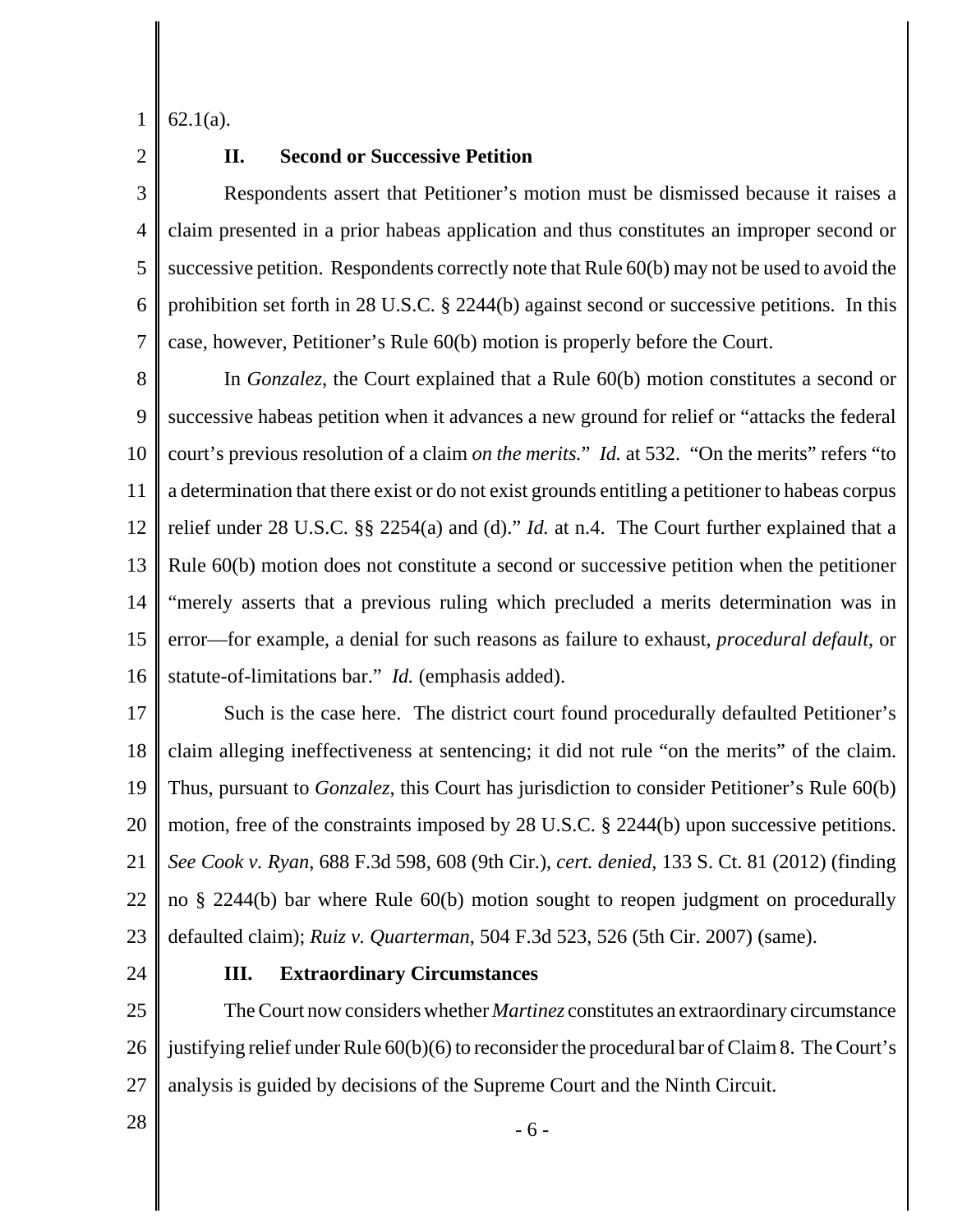62.1(a).

## II. Second or Successive Petition

Respondents assert that Petitioner's motion must be dismissed because it raises a claim presented in a prior habeas application and thus constitutes an improper second or successive petition. Respondents correctly note that Rule 60(b) may not be used to avoid the prohibition set forth in 28 U.S.C. § 2244(b) against second or successive petitions. In this case, however, Petitioner's Rule 60(b) motion is properly before the Court.

In *Gonzalez*, the Court explained that a Rule 60(b) motion constitutes a second or successive habeas petition when it advances a new ground for relief or "attacks the federal court's previous resolution of a claim *on the merits.*" *Id.* at 532. "On the merits" refers "to a determination that there exist or do not exist grounds entitling a petitioner to habeas corpus relief under 28 U.S.C. §§ 2254(a) and (d)." *Id.* at n.4. The Court further explained that a Rule 60(b) motion does not constitute a second or successive petition when the petitioner "merely asserts that a previous ruling which precluded a merits determination was in error—for example, a denial for such reasons as failure to exhaust, *procedural default*, or statute-of-limitations bar." *Id.* (emphasis added).

Such is the case here. The district court found procedurally defaulted Petitioner's claim alleging ineffectiveness at sentencing; it did not rule "on the merits" of the claim. Thus, pursuant to *Gonzalez*, this Court has jurisdiction to consider Petitioner's Rule 60(b) motion, free of the constraints imposed by 28 U.S.C. § 2244(b) upon successive petitions. *See Cook v. Ryan*, 688 F.3d 598, 608 (9th Cir.), *cert. denied*, 133 S. Ct. 81 (2012) (finding no § 2244(b) bar where Rule 60(b) motion sought to reopen judgment on procedurally defaulted claim); *Ruiz v. Quarterman*, 504 F.3d 523, 526 (5th Cir. 2007) (same).

## III. Extraordinary Circumstances

The Court now considers whether *Martinez* constitutes an extraordinary circumstance justifying relief under Rule 60(b)(6) to reconsider the procedural bar of Claim 8. The Court's analysis is guided by decisions of the Supreme Court and the Ninth Circuit.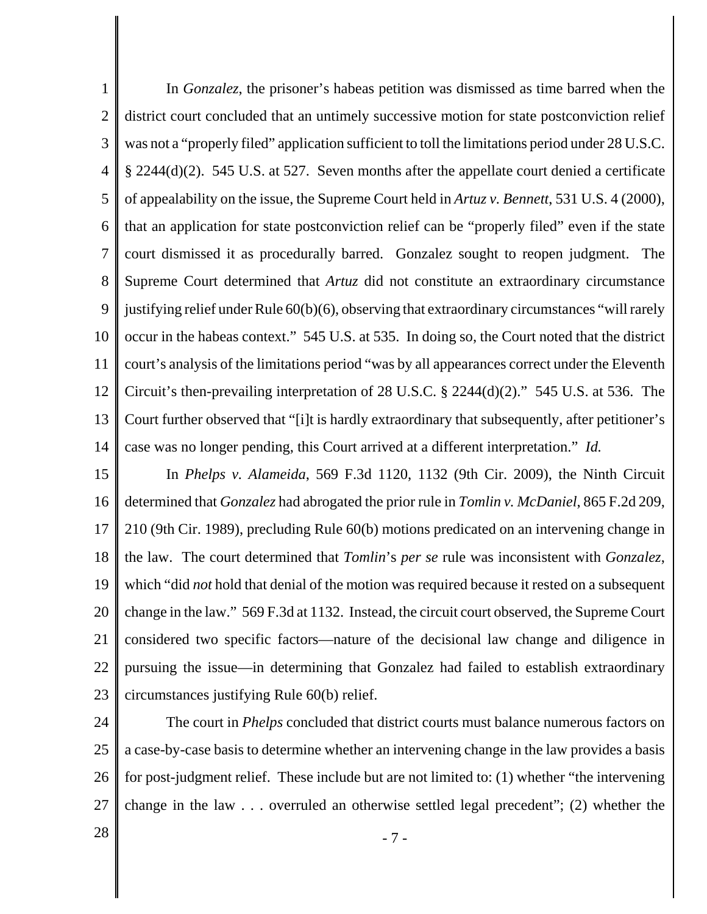In *Gonzalez*, the prisoner's habeas petition was dismissed as time barred when the district court concluded that an untimely successive motion for state postconviction relief was not a "properly filed" application sufficient to toll the limitations period under 28 U.S.C. § 2244(d)(2). 545 U.S. at 527. Seven months after the appellate court denied a certificate of appealability on the issue, the Supreme Court held in *Artuz v. Bennett*, 531 U.S. 4 (2000), that an application for state postconviction relief can be "properly filed" even if the state court dismissed it as procedurally barred. Gonzalez sought to reopen judgment. The Supreme Court determined that *Artuz* did not constitute an extraordinary circumstance justifying relief under Rule 60(b)(6), observing that extraordinary circumstances "will rarely occur in the habeas context." 545 U.S. at 535. In doing so, the Court noted that the district court's analysis of the limitations period "was by all appearances correct under the Eleventh Circuit's then-prevailing interpretation of 28 U.S.C. § 2244(d)(2)." 545 U.S. at 536. The Court further observed that "[i]t is hardly extraordinary that subsequently, after petitioner's case was no longer pending, this Court arrived at a different interpretation." *Id.*

In *Phelps v. Alameida*, 569 F.3d 1120, 1132 (9th Cir. 2009), the Ninth Circuit determined that *Gonzalez* had abrogated the prior rule in *Tomlin v. McDaniel*, 865 F.2d 209, 210 (9th Cir. 1989), precluding Rule 60(b) motions predicated on an intervening change in the law. The court determined that *Tomlin*'s *per se* rule was inconsistent with *Gonzalez*, which "did *not* hold that denial of the motion was required because it rested on a subsequent change in the law." 569 F.3d at 1132. Instead, the circuit court observed, the Supreme Court considered two specific factors—nature of the decisional law change and diligence in pursuing the issue—in determining that Gonzalez had failed to establish extraordinary circumstances justifying Rule 60(b) relief.

The court in *Phelps* concluded that district courts must balance numerous factors on a case-by-case basis to determine whether an intervening change in the law provides a basis for post-judgment relief. These include but are not limited to: (1) whether "the intervening change in the law . . . overruled an otherwise settled legal precedent"; (2) whether the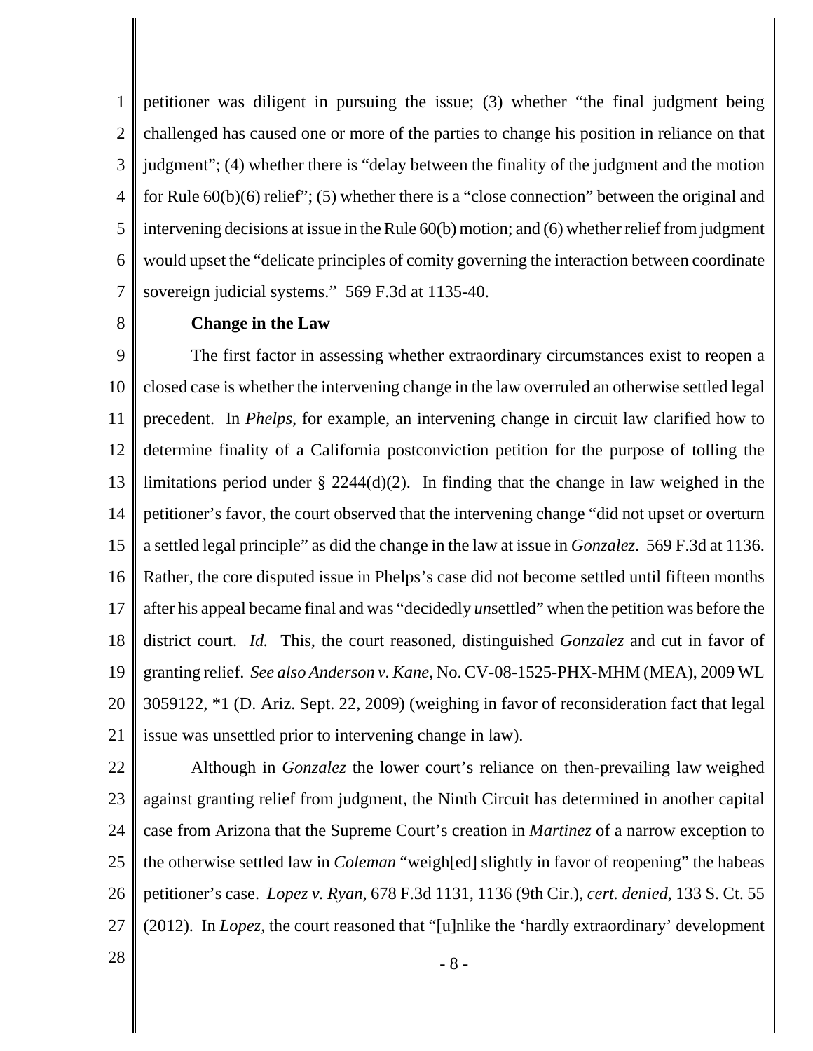petitioner was diligent in pursuing the issue; (3) whether "the final judgment being challenged has caused one or more of the parties to change his position in reliance on that judgment"; (4) whether there is "delay between the finality of the judgment and the motion for Rule 60(b)(6) relief"; (5) whether there is a "close connection" between the original and intervening decisions at issue in the Rule 60(b) motion; and (6) whether relief from judgment would upset the "delicate principles of comity governing the interaction between coordinate sovereign judicial systems." 569 F.3d at 1135-40.

**Change in the Law**

The first factor in assessing whether extraordinary circumstances exist to reopen a closed case is whether the intervening change in the law overruled an otherwise settled legal precedent. In *Phelps*, for example, an intervening change in circuit law clarified how to determine finality of a California postconviction petition for the purpose of tolling the limitations period under § 2244(d)(2). In finding that the change in law weighed in the petitioner's favor, the court observed that the intervening change "did not upset or overturn a settled legal principle" as did the change in the law at issue in *Gonzalez*. 569 F.3d at 1136. Rather, the core disputed issue in Phelps's case did not become settled until fifteen months after his appeal became final and was "decidedly *un*settled" when the petition was before the district court. *Id.* This, the court reasoned, distinguished *Gonzalez* and cut in favor of granting relief. *See also Anderson v. Kane*, No. CV-08-1525-PHX-MHM (MEA), 2009 WL 3059122, *1 (D. Ariz. Sept. 22, 2009) (weighing in favor of reconsideration fact that legal issue was unsettled prior to intervening change in law).

Although in *Gonzalez* the lower court's reliance on then-prevailing law weighed against granting relief from judgment, the Ninth Circuit has determined in another capital case from Arizona that the Supreme Court's creation in *Martinez* of a narrow exception to the otherwise settled law in *Coleman* "weigh[ed] slightly in favor of reopening" the habeas petitioner's case. *Lopez v. Ryan*, 678 F.3d 1131, 1136 (9th Cir.), *cert. denied*, 133 S. Ct. 55 (2012). In *Lopez*, the court reasoned that "[u]nlike the 'hardly extraordinary' development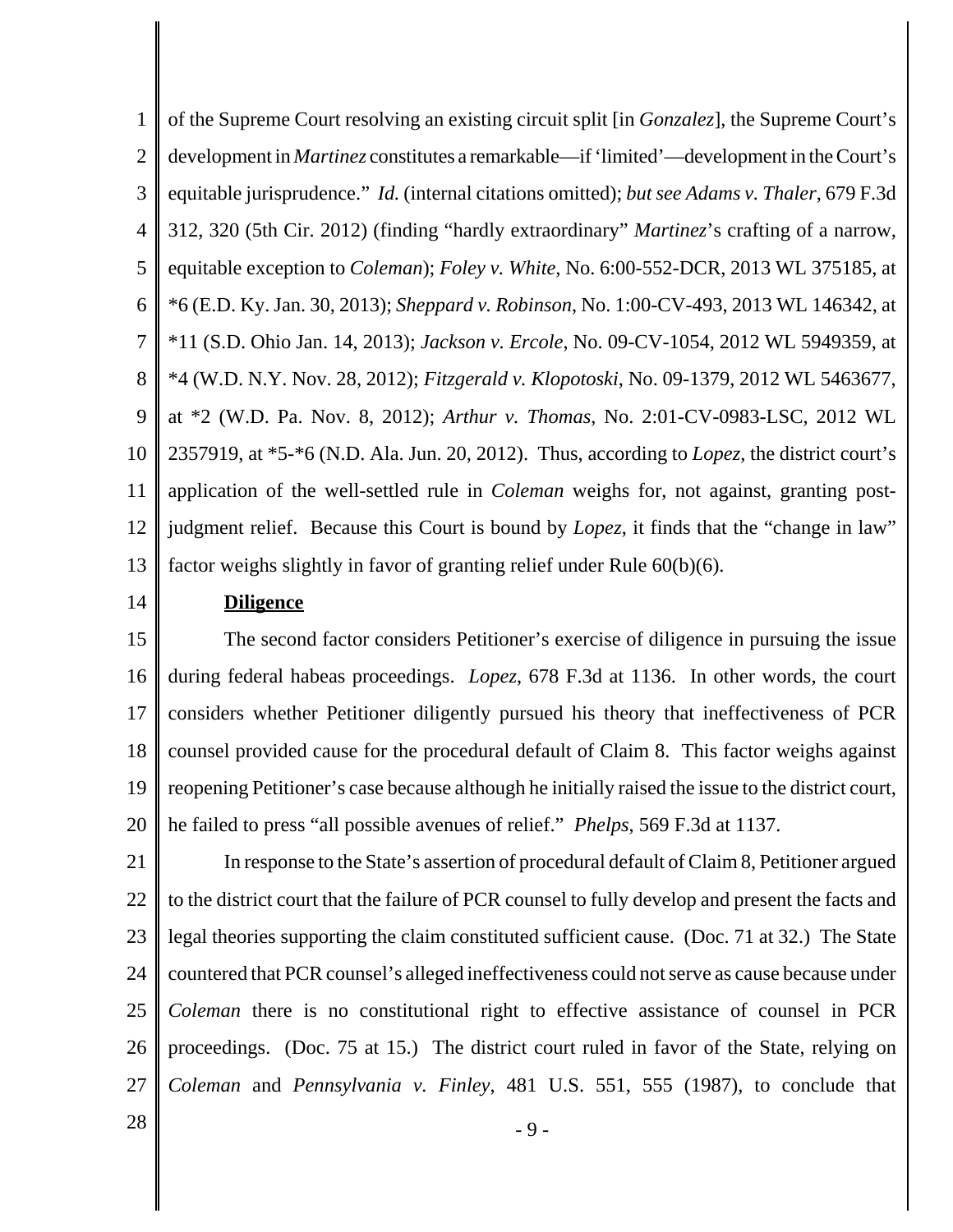of the Supreme Court resolving an existing circuit split [in *Gonzalez*], the Supreme Court's development in *Martinez* constitutes a remarkable—if 'limited'—development in the Court's equitable jurisprudence." *Id.* (internal citations omitted); *but see Adams v. Thaler*, 679 F.3d 312, 320 (5th Cir. 2012) (finding "hardly extraordinary" *Martinez*'s crafting of a narrow, equitable exception to *Coleman*); *Foley v. White*, No. 6:00-552-DCR, 2013 WL 375185, at *6 (E.D. Ky. Jan. 30, 2013); *Sheppard v. Robinson*, No. 1:00-CV-493, 2013 WL 146342, at *11 (S.D. Ohio Jan. 14, 2013); *Jackson v. Ercole*, No. 09-CV-1054, 2012 WL 5949359, at *4 (W.D. N.Y. Nov. 28, 2012); *Fitzgerald v. Klopotoski*, No. 09-1379, 2012 WL 5463677, at *2 (W.D. Pa. Nov. 8, 2012); *Arthur v. Thomas*, No. 2:01-CV-0983-LSC, 2012 WL 2357919, at *5-*6 (N.D. Ala. Jun. 20, 2012). Thus, according to *Lopez,* the district court's application of the well-settled rule in *Coleman* weighs for, not against, granting post-judgment relief. Because this Court is bound by *Lopez*, it finds that the "change in law" factor weighs slightly in favor of granting relief under Rule 60(b)(6).

**Diligence**

The second factor considers Petitioner's exercise of diligence in pursuing the issue during federal habeas proceedings. *Lopez*, 678 F.3d at 1136. In other words, the court considers whether Petitioner diligently pursued his theory that ineffectiveness of PCR counsel provided cause for the procedural default of Claim 8. This factor weighs against reopening Petitioner's case because although he initially raised the issue to the district court, he failed to press "all possible avenues of relief." *Phelps*, 569 F.3d at 1137.

In response to the State's assertion of procedural default of Claim 8, Petitioner argued to the district court that the failure of PCR counsel to fully develop and present the facts and legal theories supporting the claim constituted sufficient cause. (Doc. 71 at 32.) The State countered that PCR counsel's alleged ineffectiveness could not serve as cause because under *Coleman* there is no constitutional right to effective assistance of counsel in PCR proceedings. (Doc. 75 at 15.) The district court ruled in favor of the State, relying on *Coleman* and *Pennsylvania v. Finley*, 481 U.S. 551, 555 (1987), to conclude that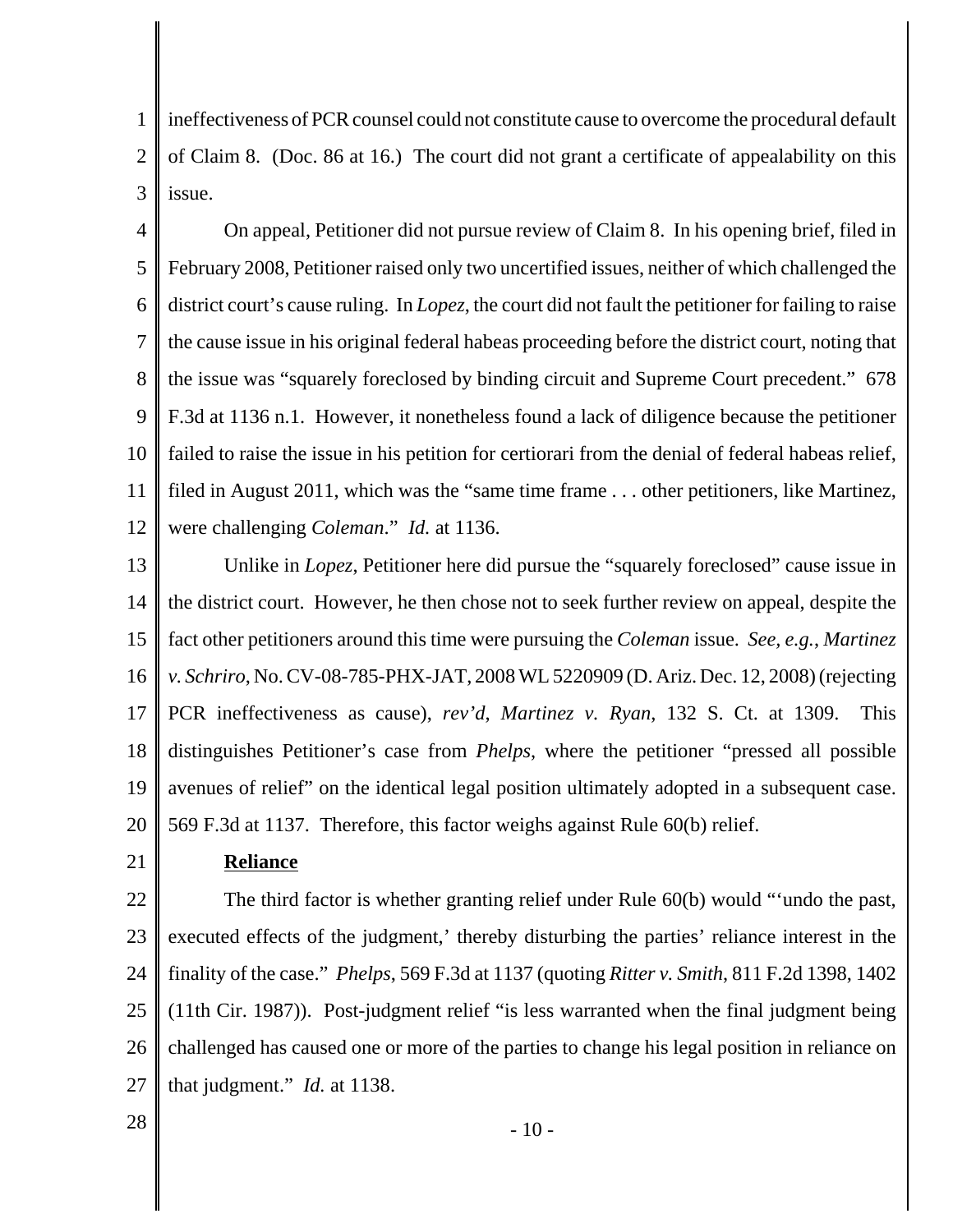ineffectiveness of PCR counsel could not constitute cause to overcome the procedural default of Claim 8. (Doc. 86 at 16.) The court did not grant a certificate of appealability on this issue.

On appeal, Petitioner did not pursue review of Claim 8. In his opening brief, filed in February 2008, Petitioner raised only two uncertified issues, neither of which challenged the district court's cause ruling. In *Lopez*, the court did not fault the petitioner for failing to raise the cause issue in his original federal habeas proceeding before the district court, noting that the issue was "squarely foreclosed by binding circuit and Supreme Court precedent." 678 F.3d at 1136 n.1. However, it nonetheless found a lack of diligence because the petitioner failed to raise the issue in his petition for certiorari from the denial of federal habeas relief, filed in August 2011, which was the "same time frame . . . other petitioners, like Martinez, were challenging *Coleman*." *Id.* at 1136.

Unlike in *Lopez*, Petitioner here did pursue the "squarely foreclosed" cause issue in the district court. However, he then chose not to seek further review on appeal, despite the fact other petitioners around this time were pursuing the *Coleman* issue. *See, e.g.*, *Martinez v. Schriro*, No. CV-08-785-PHX-JAT, 2008 WL 5220909 (D. Ariz. Dec. 12, 2008) (rejecting PCR ineffectiveness as cause), *rev'd*, *Martinez v. Ryan*, 132 S. Ct. at 1309. This distinguishes Petitioner's case from *Phelps*, where the petitioner "pressed all possible avenues of relief" on the identical legal position ultimately adopted in a subsequent case. 569 F.3d at 1137. Therefore, this factor weighs against Rule 60(b) relief.

**Reliance**

The third factor is whether granting relief under Rule 60(b) would "'undo the past, executed effects of the judgment,' thereby disturbing the parties' reliance interest in the finality of the case." *Phelps*, 569 F.3d at 1137 (quoting *Ritter v. Smith*, 811 F.2d 1398, 1402 (11th Cir. 1987)). Post-judgment relief "is less warranted when the final judgment being challenged has caused one or more of the parties to change his legal position in reliance on that judgment." *Id.* at 1138.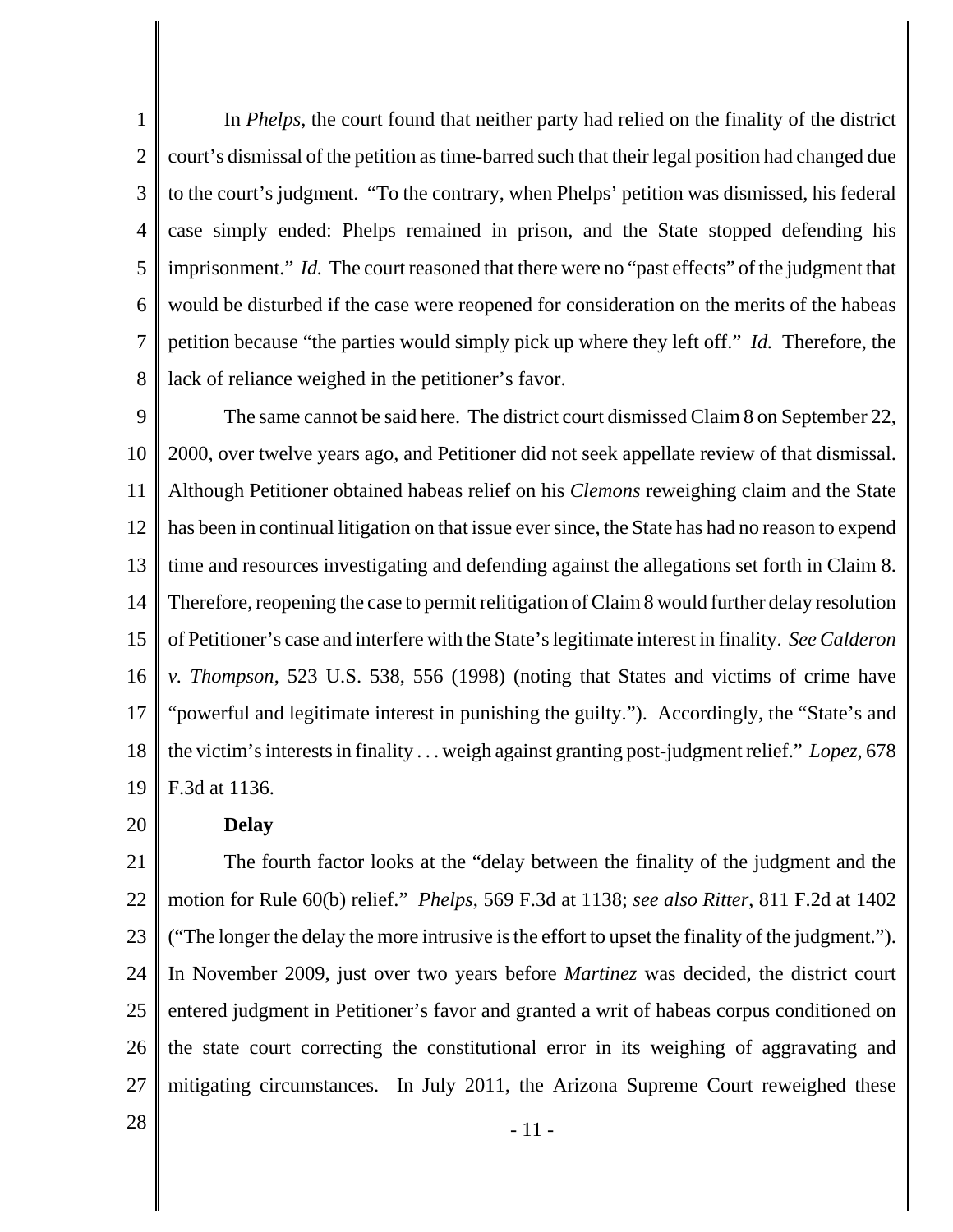In *Phelps*, the court found that neither party had relied on the finality of the district court's dismissal of the petition as time-barred such that their legal position had changed due to the court's judgment. "To the contrary, when Phelps' petition was dismissed, his federal case simply ended: Phelps remained in prison, and the State stopped defending his imprisonment." *Id.* The court reasoned that there were no "past effects" of the judgment that would be disturbed if the case were reopened for consideration on the merits of the habeas petition because "the parties would simply pick up where they left off." *Id.* Therefore, the lack of reliance weighed in the petitioner's favor.

The same cannot be said here. The district court dismissed Claim 8 on September 22, 2000, over twelve years ago, and Petitioner did not seek appellate review of that dismissal. Although Petitioner obtained habeas relief on his *Clemons* reweighing claim and the State has been in continual litigation on that issue ever since, the State has had no reason to expend time and resources investigating and defending against the allegations set forth in Claim 8. Therefore, reopening the case to permit relitigation of Claim 8 would further delay resolution of Petitioner's case and interfere with the State's legitimate interest in finality. *See Calderon v. Thompson*, 523 U.S. 538, 556 (1998) (noting that States and victims of crime have "powerful and legitimate interest in punishing the guilty."). Accordingly, the "State's and the victim's interests in finality . . . weigh against granting post-judgment relief." *Lopez,* 678 F.3d at 1136.

**<u>Delay</u>**

The fourth factor looks at the "delay between the finality of the judgment and the motion for Rule 60(b) relief." *Phelps*, 569 F.3d at 1138; *see also Ritter*, 811 F.2d at 1402 ("The longer the delay the more intrusive is the effort to upset the finality of the judgment."). In November 2009, just over two years before *Martinez* was decided, the district court entered judgment in Petitioner's favor and granted a writ of habeas corpus conditioned on the state court correcting the constitutional error in its weighing of aggravating and mitigating circumstances. In July 2011, the Arizona Supreme Court reweighed these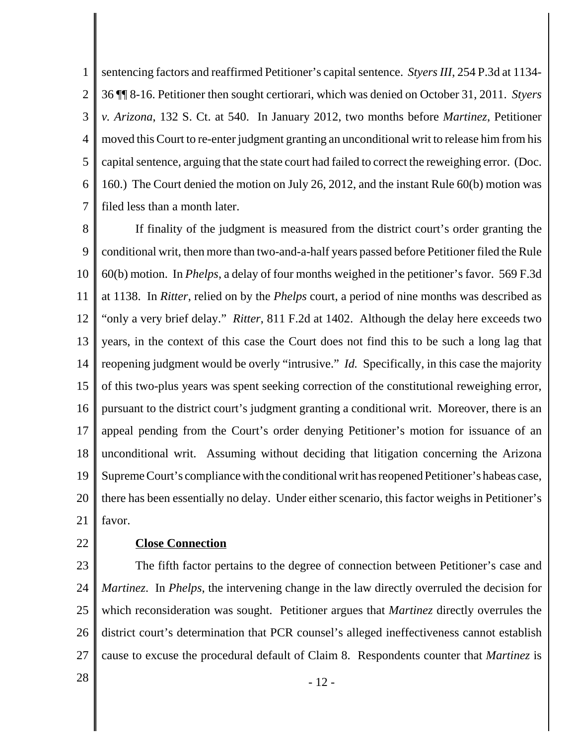sentencing factors and reaffirmed Petitioner's capital sentence. *Styers III*, 254 P.3d at 1134-36 ¶¶ 8-16. Petitioner then sought certiorari, which was denied on October 31, 2011. *Styers v. Arizona*, 132 S. Ct. at 540. In January 2012, two months before *Martinez*, Petitioner moved this Court to re-enter judgment granting an unconditional writ to release him from his capital sentence, arguing that the state court had failed to correct the reweighing error. (Doc. 160.) The Court denied the motion on July 26, 2012, and the instant Rule 60(b) motion was filed less than a month later.

If finality of the judgment is measured from the district court's order granting the conditional writ, then more than two-and-a-half years passed before Petitioner filed the Rule 60(b) motion. In *Phelps*, a delay of four months weighed in the petitioner's favor. 569 F.3d at 1138. In *Ritter*, relied on by the *Phelps* court, a period of nine months was described as "only a very brief delay." *Ritter*, 811 F.2d at 1402. Although the delay here exceeds two years, in the context of this case the Court does not find this to be such a long lag that reopening judgment would be overly "intrusive." *Id.* Specifically, in this case the majority of this two-plus years was spent seeking correction of the constitutional reweighing error, pursuant to the district court's judgment granting a conditional writ. Moreover, there is an appeal pending from the Court's order denying Petitioner's motion for issuance of an unconditional writ. Assuming without deciding that litigation concerning the Arizona Supreme Court's compliance with the conditional writ has reopened Petitioner's habeas case, there has been essentially no delay. Under either scenario, this factor weighs in Petitioner's favor.

**Close Connection**

The fifth factor pertains to the degree of connection between Petitioner's case and *Martinez*. In *Phelps*, the intervening change in the law directly overruled the decision for which reconsideration was sought. Petitioner argues that *Martinez* directly overrules the district court's determination that PCR counsel's alleged ineffectiveness cannot establish cause to excuse the procedural default of Claim 8. Respondents counter that *Martinez* is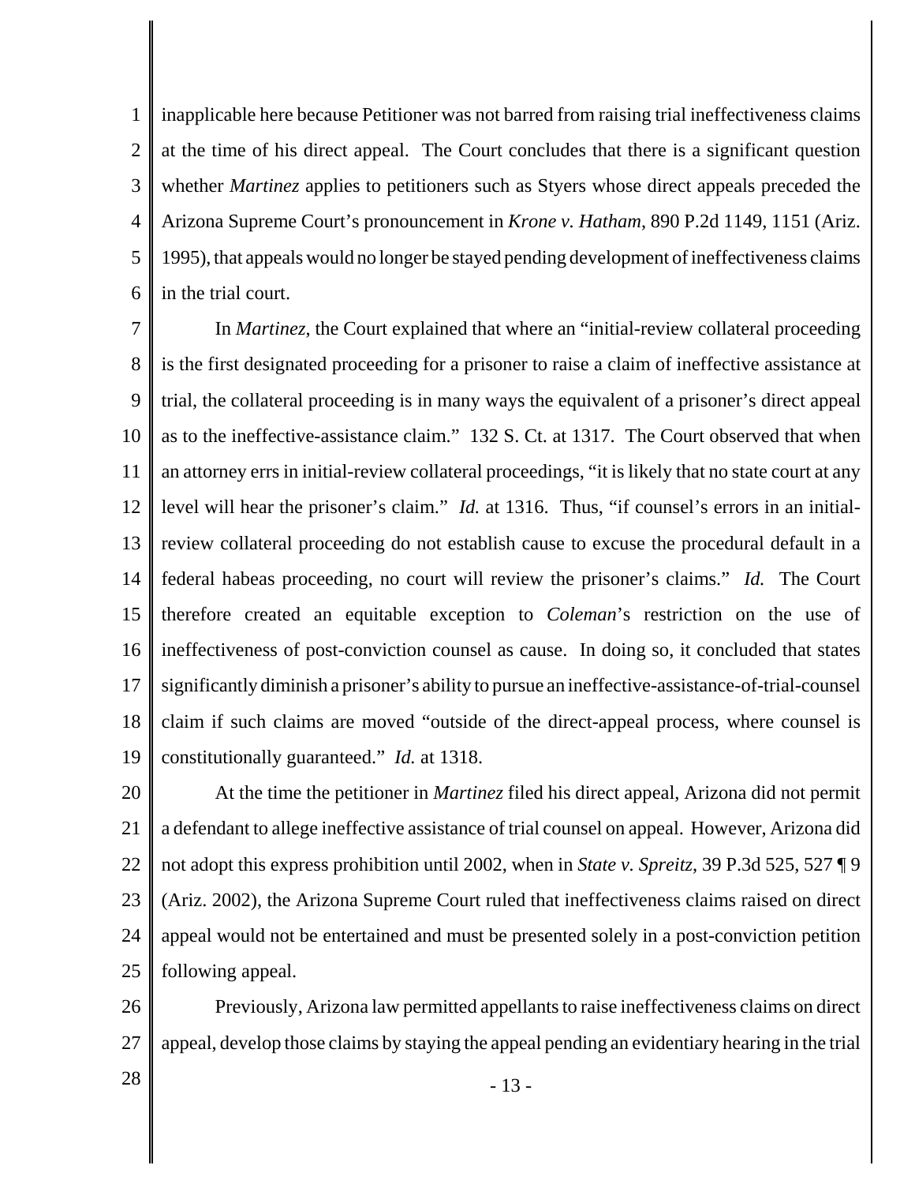inapplicable here because Petitioner was not barred from raising trial ineffectiveness claims at the time of his direct appeal. The Court concludes that there is a significant question whether *Martinez* applies to petitioners such as Styers whose direct appeals preceded the Arizona Supreme Court's pronouncement in *Krone v. Hatham*, 890 P.2d 1149, 1151 (Ariz. 1995), that appeals would no longer be stayed pending development of ineffectiveness claims in the trial court.

In *Martinez*, the Court explained that where an "initial-review collateral proceeding is the first designated proceeding for a prisoner to raise a claim of ineffective assistance at trial, the collateral proceeding is in many ways the equivalent of a prisoner's direct appeal as to the ineffective-assistance claim." 132 S. Ct. at 1317. The Court observed that when an attorney errs in initial-review collateral proceedings, "it is likely that no state court at any level will hear the prisoner's claim." *Id.* at 1316. Thus, "if counsel's errors in an initial-review collateral proceeding do not establish cause to excuse the procedural default in a federal habeas proceeding, no court will review the prisoner's claims." *Id.* The Court therefore created an equitable exception to *Coleman*'s restriction on the use of ineffectiveness of post-conviction counsel as cause. In doing so, it concluded that states significantly diminish a prisoner's ability to pursue an ineffective-assistance-of-trial-counsel claim if such claims are moved "outside of the direct-appeal process, where counsel is constitutionally guaranteed." *Id.* at 1318.

At the time the petitioner in *Martinez* filed his direct appeal, Arizona did not permit a defendant to allege ineffective assistance of trial counsel on appeal. However, Arizona did not adopt this express prohibition until 2002, when in *State v. Spreitz*, 39 P.3d 525, 527 ¶ 9 (Ariz. 2002), the Arizona Supreme Court ruled that ineffectiveness claims raised on direct appeal would not be entertained and must be presented solely in a post-conviction petition following appeal.

Previously, Arizona law permitted appellants to raise ineffectiveness claims on direct appeal, develop those claims by staying the appeal pending an evidentiary hearing in the trial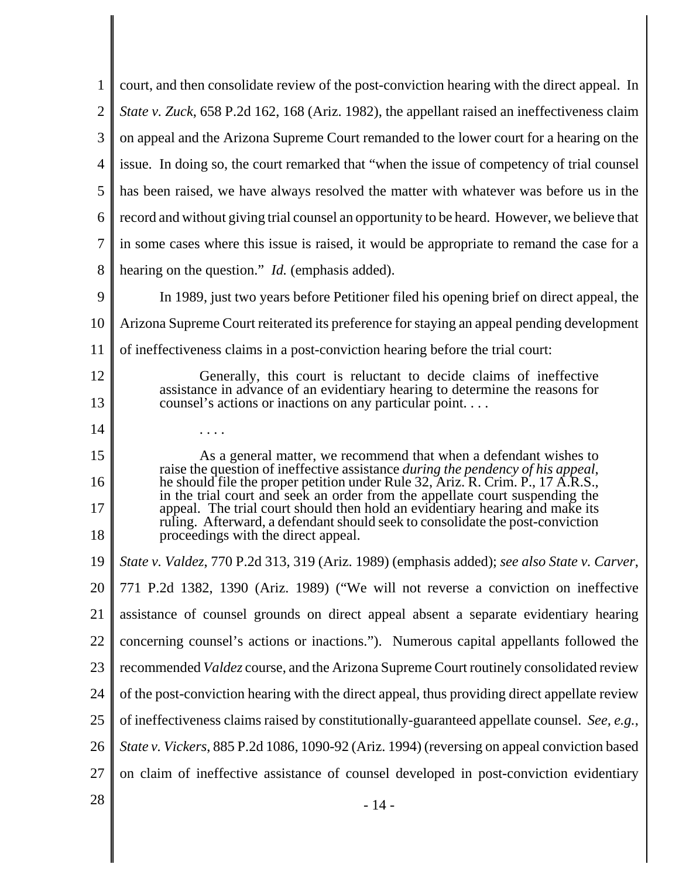court, and then consolidate review of the post-conviction hearing with the direct appeal. In *State v. Zuck*, 658 P.2d 162, 168 (Ariz. 1982), the appellant raised an ineffectiveness claim on appeal and the Arizona Supreme Court remanded to the lower court for a hearing on the issue. In doing so, the court remarked that "when the issue of competency of trial counsel has been raised, we have always resolved the matter with whatever was before us in the record and without giving trial counsel an opportunity to be heard. However, we believe that in some cases where this issue is raised, it would be appropriate to remand the case for a hearing on the question." *Id.* (emphasis added).

In 1989, just two years before Petitioner filed his opening brief on direct appeal, the Arizona Supreme Court reiterated its preference for staying an appeal pending development of ineffectiveness claims in a post-conviction hearing before the trial court:

> Generally, this court is reluctant to decide claims of ineffective assistance in advance of an evidentiary hearing to determine the reasons for counsel's actions or inactions on any particular point. . . .
>
> . . . .
>
> As a general matter, we recommend that when a defendant wishes to raise the question of ineffective assistance *during the pendency of his appeal*, he should file the proper petition under Rule 32, Ariz. R. Crim. P., 17 A.R.S., in the trial court and seek an order from the appellate court suspending the appeal. The trial court should then hold an evidentiary hearing and make its ruling. Afterward, a defendant should seek to consolidate the post-conviction proceedings with the direct appeal.

*State v. Valdez*, 770 P.2d 313, 319 (Ariz. 1989) (emphasis added); *see also State v. Carver*, 771 P.2d 1382, 1390 (Ariz. 1989) ("We will not reverse a conviction on ineffective assistance of counsel grounds on direct appeal absent a separate evidentiary hearing concerning counsel's actions or inactions."). Numerous capital appellants followed the recommended *Valdez* course, and the Arizona Supreme Court routinely consolidated review of the post-conviction hearing with the direct appeal, thus providing direct appellate review of ineffectiveness claims raised by constitutionally-guaranteed appellate counsel. *See, e.g.*, *State v. Vickers*, 885 P.2d 1086, 1090-92 (Ariz. 1994) (reversing on appeal conviction based on claim of ineffective assistance of counsel developed in post-conviction evidentiary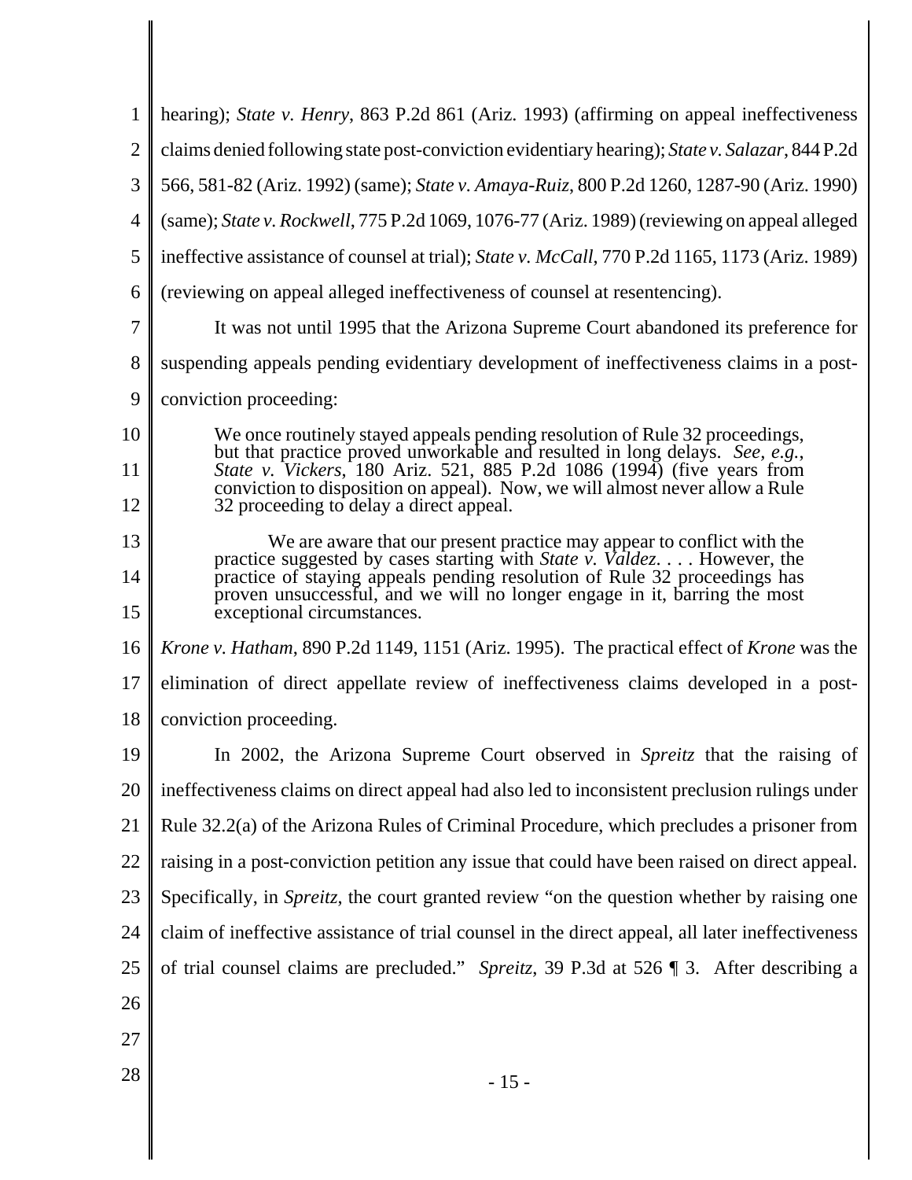hearing); *State v. Henry*, 863 P.2d 861 (Ariz. 1993) (affirming on appeal ineffectiveness claims denied following state post-conviction evidentiary hearing); *State v. Salazar*, 844 P.2d 566, 581-82 (Ariz. 1992) (same); *State v. Amaya-Ruiz*, 800 P.2d 1260, 1287-90 (Ariz. 1990) (same); *State v. Rockwell*, 775 P.2d 1069, 1076-77 (Ariz. 1989) (reviewing on appeal alleged ineffective assistance of counsel at trial); *State v. McCall*, 770 P.2d 1165, 1173 (Ariz. 1989) (reviewing on appeal alleged ineffectiveness of counsel at resentencing).

It was not until 1995 that the Arizona Supreme Court abandoned its preference for suspending appeals pending evidentiary development of ineffectiveness claims in a post-conviction proceeding:

> We once routinely stayed appeals pending resolution of Rule 32 proceedings, but that practice proved unworkable and resulted in long delays. *See, e.g.*, *State v. Vickers*, 180 Ariz. 521, 885 P.2d 1086 (1994) (five years from conviction to disposition on appeal). Now, we will almost never allow a Rule 32 proceeding to delay a direct appeal.
>
> We are aware that our present practice may appear to conflict with the practice suggested by cases starting with *State v. Valdez*. . . . However, the practice of staying appeals pending resolution of Rule 32 proceedings has proven unsuccessful, and we will no longer engage in it, barring the most exceptional circumstances.

*Krone v. Hatham*, 890 P.2d 1149, 1151 (Ariz. 1995). The practical effect of *Krone* was the elimination of direct appellate review of ineffectiveness claims developed in a post-conviction proceeding.

In 2002, the Arizona Supreme Court observed in *Spreitz* that the raising of ineffectiveness claims on direct appeal had also led to inconsistent preclusion rulings under Rule 32.2(a) of the Arizona Rules of Criminal Procedure, which precludes a prisoner from raising in a post-conviction petition any issue that could have been raised on direct appeal. Specifically, in *Spreitz*, the court granted review "on the question whether by raising one claim of ineffective assistance of trial counsel in the direct appeal, all later ineffectiveness of trial counsel claims are precluded." *Spreitz*, 39 P.3d at 526 ¶ 3. After describing a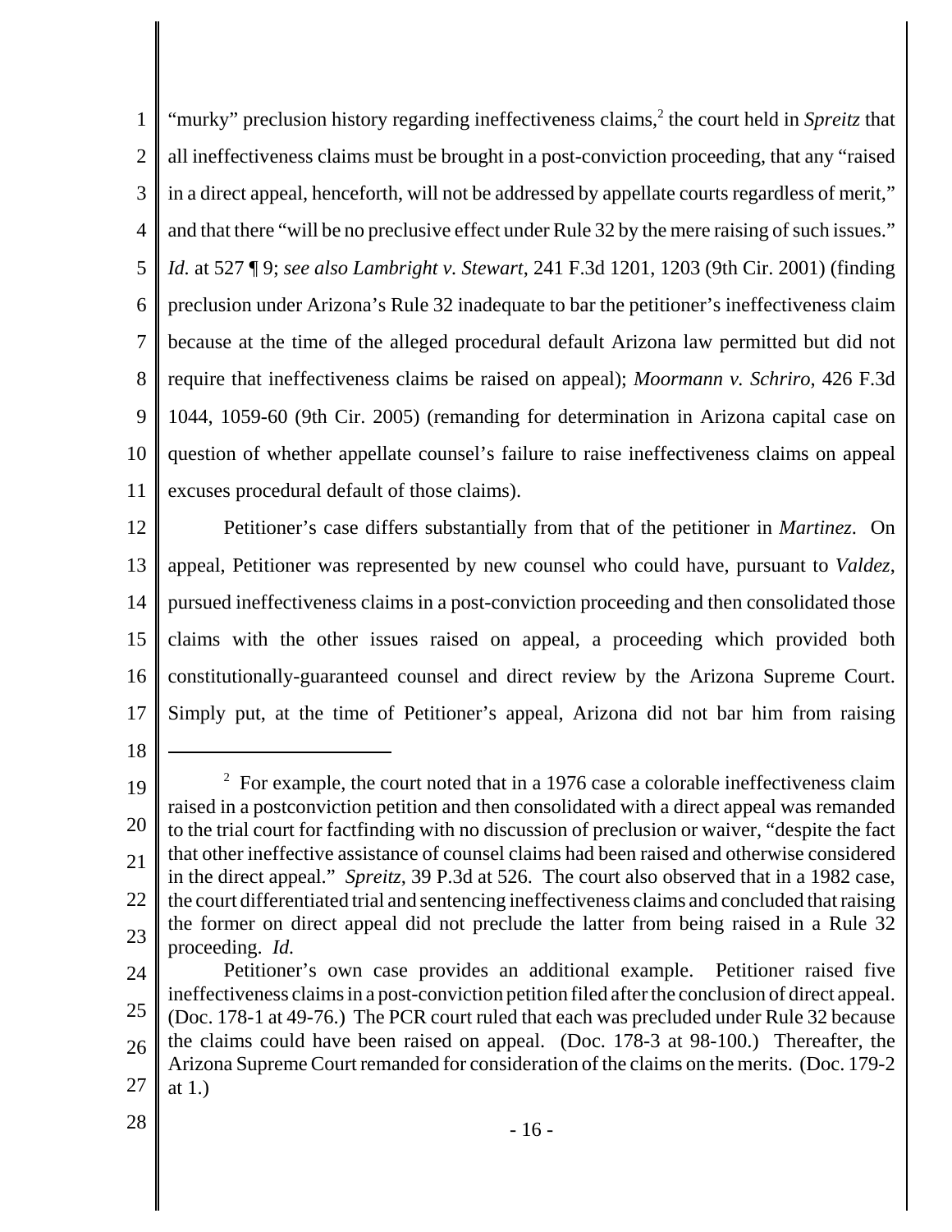"murky" preclusion history regarding ineffectiveness claims,[2] the court held in *Spreitz* that all ineffectiveness claims must be brought in a post-conviction proceeding, that any "raised in a direct appeal, henceforth, will not be addressed by appellate courts regardless of merit," and that there "will be no preclusive effect under Rule 32 by the mere raising of such issues." *Id.* at 527 ¶ 9; *see also Lambright v. Stewart*, 241 F.3d 1201, 1203 (9th Cir. 2001) (finding preclusion under Arizona's Rule 32 inadequate to bar the petitioner's ineffectiveness claim because at the time of the alleged procedural default Arizona law permitted but did not require that ineffectiveness claims be raised on appeal); *Moormann v. Schriro*, 426 F.3d 1044, 1059-60 (9th Cir. 2005) (remanding for determination in Arizona capital case on question of whether appellate counsel's failure to raise ineffectiveness claims on appeal excuses procedural default of those claims).

Petitioner's case differs substantially from that of the petitioner in *Martinez*. On appeal, Petitioner was represented by new counsel who could have, pursuant to *Valdez*, pursued ineffectiveness claims in a post-conviction proceeding and then consolidated those claims with the other issues raised on appeal, a proceeding which provided both constitutionally-guaranteed counsel and direct review by the Arizona Supreme Court. Simply put, at the time of Petitioner's appeal, Arizona did not bar him from raising

---

[2] For example, the court noted that in a 1976 case a colorable ineffectiveness claim raised in a postconviction petition and then consolidated with a direct appeal was remanded to the trial court for factfinding with no discussion of preclusion or waiver, "despite the fact that other ineffective assistance of counsel claims had been raised and otherwise considered in the direct appeal." *Spreitz*, 39 P.3d at 526. The court also observed that in a 1982 case, the court differentiated trial and sentencing ineffectiveness claims and concluded that raising the former on direct appeal did not preclude the latter from being raised in a Rule 32 proceeding. *Id.*

Petitioner's own case provides an additional example. Petitioner raised five ineffectiveness claims in a post-conviction petition filed after the conclusion of direct appeal. (Doc. 178-1 at 49-76.) The PCR court ruled that each was precluded under Rule 32 because the claims could have been raised on appeal. (Doc. 178-3 at 98-100.) Thereafter, the Arizona Supreme Court remanded for consideration of the claims on the merits. (Doc. 179-2 at 1.)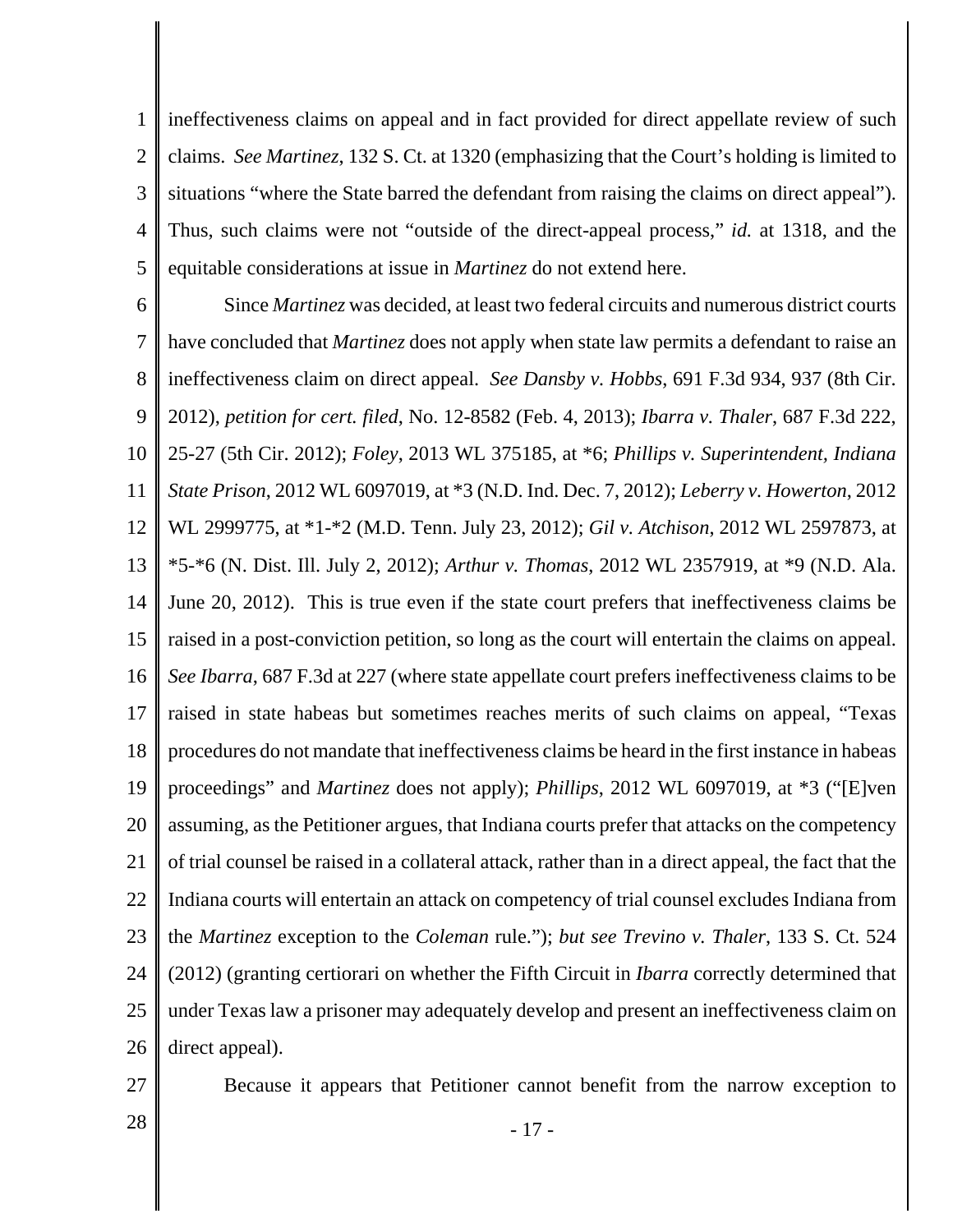ineffectiveness claims on appeal and in fact provided for direct appellate review of such claims. *See Martinez*, 132 S. Ct. at 1320 (emphasizing that the Court's holding is limited to situations "where the State barred the defendant from raising the claims on direct appeal"). Thus, such claims were not "outside of the direct-appeal process," *id.* at 1318, and the equitable considerations at issue in *Martinez* do not extend here.

Since *Martinez* was decided, at least two federal circuits and numerous district courts have concluded that *Martinez* does not apply when state law permits a defendant to raise an ineffectiveness claim on direct appeal. *See Dansby v. Hobbs*, 691 F.3d 934, 937 (8th Cir. 2012), *petition for cert. filed*, No. 12-8582 (Feb. 4, 2013); *Ibarra v. Thaler*, 687 F.3d 222, 25-27 (5th Cir. 2012); *Foley*, 2013 WL 375185, at \*6; *Phillips v. Superintendent, Indiana State Prison*, 2012 WL 6097019, at \*3 (N.D. Ind. Dec. 7, 2012); *Leberry v. Howerton*, 2012 WL 2999775, at \*1-\*2 (M.D. Tenn. July 23, 2012); *Gil v. Atchison*, 2012 WL 2597873, at \*5-\*6 (N. Dist. Ill. July 2, 2012); *Arthur v. Thomas*, 2012 WL 2357919, at \*9 (N.D. Ala. June 20, 2012). This is true even if the state court prefers that ineffectiveness claims be raised in a post-conviction petition, so long as the court will entertain the claims on appeal. *See Ibarra*, 687 F.3d at 227 (where state appellate court prefers ineffectiveness claims to be raised in state habeas but sometimes reaches merits of such claims on appeal, "Texas procedures do not mandate that ineffectiveness claims be heard in the first instance in habeas proceedings" and *Martinez* does not apply); *Phillips*, 2012 WL 6097019, at \*3 ("[E]ven assuming, as the Petitioner argues, that Indiana courts prefer that attacks on the competency of trial counsel be raised in a collateral attack, rather than in a direct appeal, the fact that the Indiana courts will entertain an attack on competency of trial counsel excludes Indiana from the *Martinez* exception to the *Coleman* rule."); *but see Trevino v. Thaler*, 133 S. Ct. 524 (2012) (granting certiorari on whether the Fifth Circuit in *Ibarra* correctly determined that under Texas law a prisoner may adequately develop and present an ineffectiveness claim on direct appeal).

Because it appears that Petitioner cannot benefit from the narrow exception to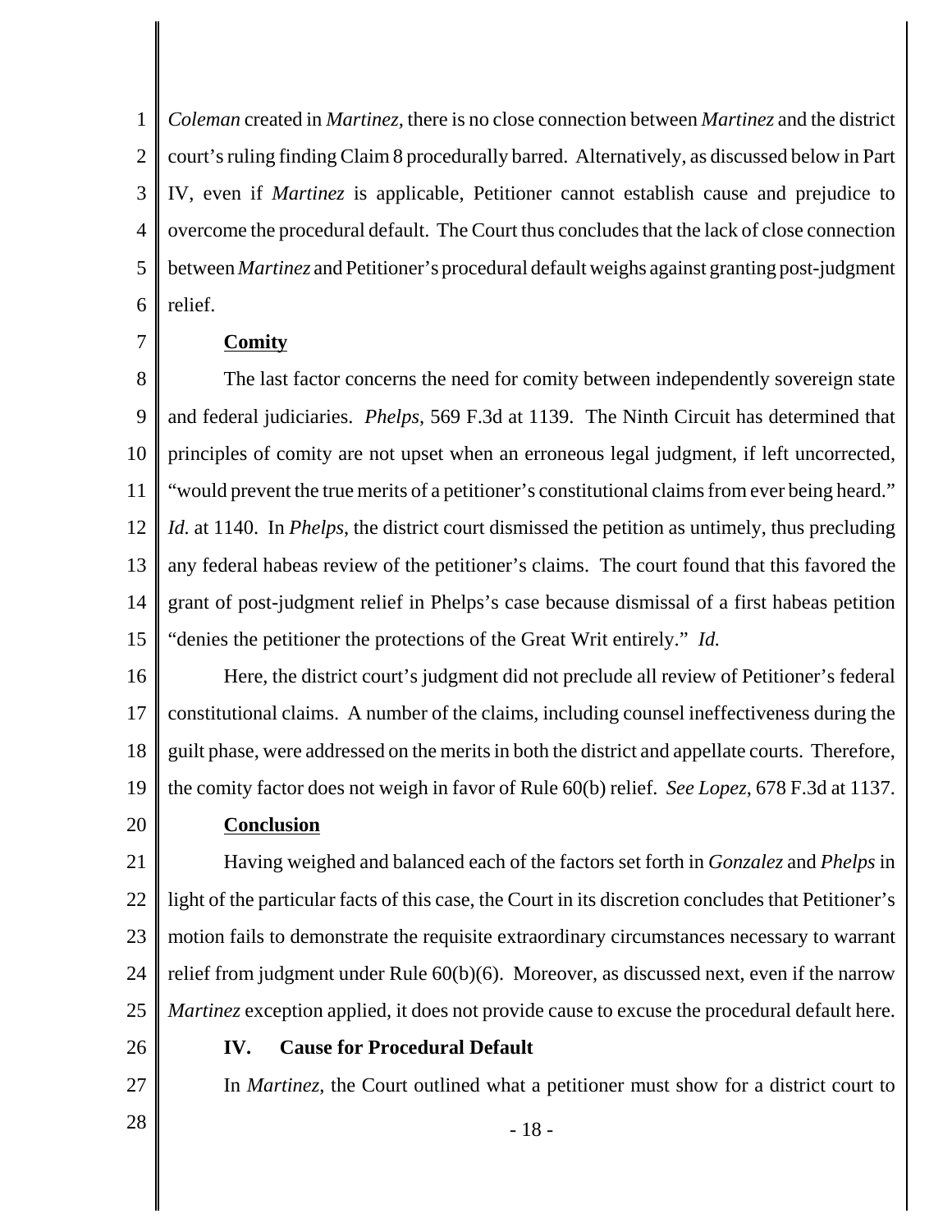*Coleman* created in *Martinez*, there is no close connection between *Martinez* and the district court's ruling finding Claim 8 procedurally barred. Alternatively, as discussed below in Part IV, even if *Martinez* is applicable, Petitioner cannot establish cause and prejudice to overcome the procedural default. The Court thus concludes that the lack of close connection between *Martinez* and Petitioner's procedural default weighs against granting post-judgment relief.

**Comity**

The last factor concerns the need for comity between independently sovereign state and federal judiciaries. *Phelps*, 569 F.3d at 1139. The Ninth Circuit has determined that principles of comity are not upset when an erroneous legal judgment, if left uncorrected, "would prevent the true merits of a petitioner's constitutional claims from ever being heard." *Id.* at 1140. In *Phelps*, the district court dismissed the petition as untimely, thus precluding any federal habeas review of the petitioner's claims. The court found that this favored the grant of post-judgment relief in Phelps's case because dismissal of a first habeas petition "denies the petitioner the protections of the Great Writ entirely." *Id.*

Here, the district court's judgment did not preclude all review of Petitioner's federal constitutional claims. A number of the claims, including counsel ineffectiveness during the guilt phase, were addressed on the merits in both the district and appellate courts. Therefore, the comity factor does not weigh in favor of Rule 60(b) relief. *See Lopez*, 678 F.3d at 1137.

**Conclusion**

Having weighed and balanced each of the factors set forth in *Gonzalez* and *Phelps* in light of the particular facts of this case, the Court in its discretion concludes that Petitioner's motion fails to demonstrate the requisite extraordinary circumstances necessary to warrant relief from judgment under Rule 60(b)(6). Moreover, as discussed next, even if the narrow *Martinez* exception applied, it does not provide cause to excuse the procedural default here.

## IV. Cause for Procedural Default

In *Martinez*, the Court outlined what a petitioner must show for a district court to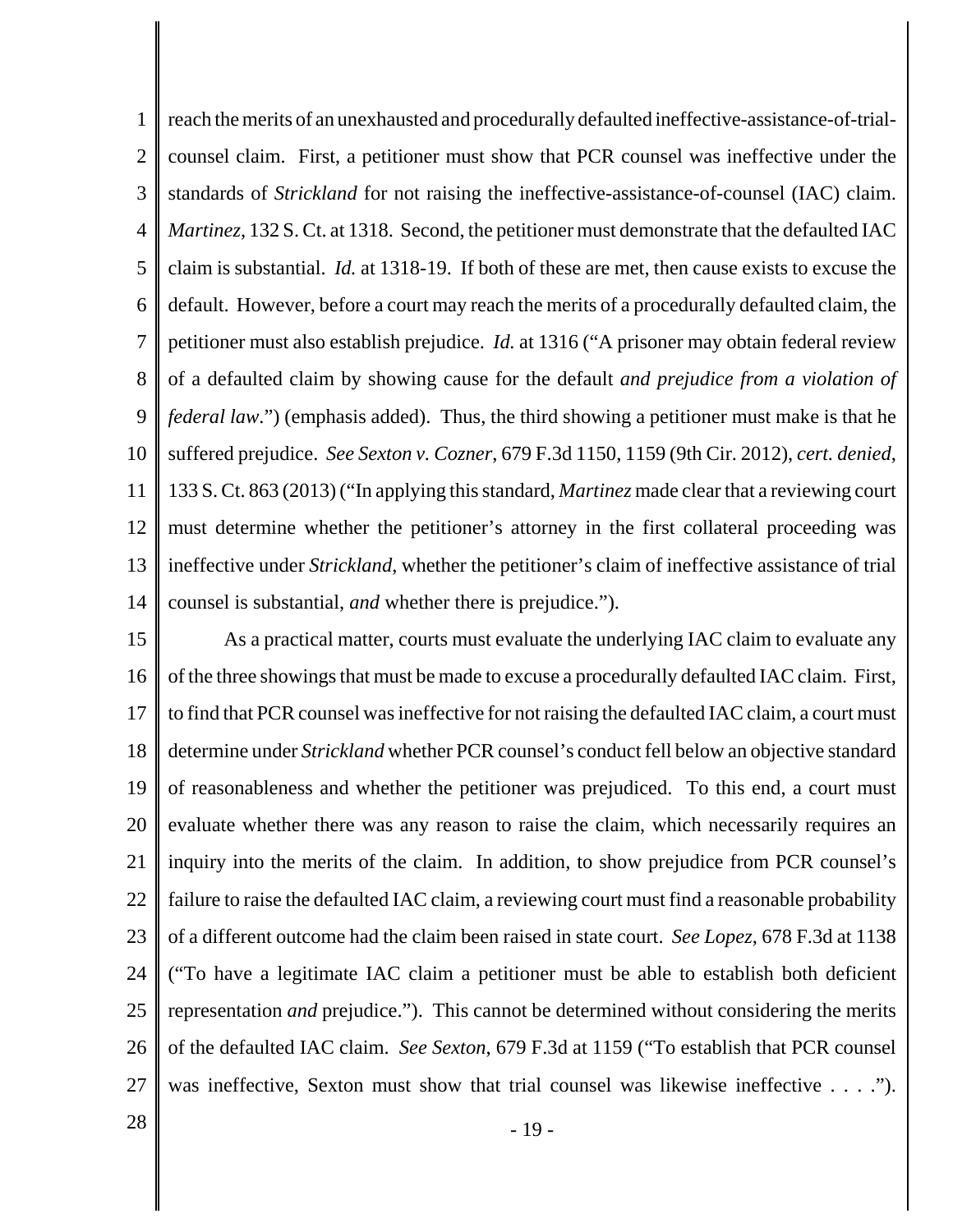reach the merits of an unexhausted and procedurally defaulted ineffective-assistance-of-trial-counsel claim. First, a petitioner must show that PCR counsel was ineffective under the standards of *Strickland* for not raising the ineffective-assistance-of-counsel (IAC) claim. *Martinez*, 132 S. Ct. at 1318. Second, the petitioner must demonstrate that the defaulted IAC claim is substantial. *Id.* at 1318-19. If both of these are met, then cause exists to excuse the default. However, before a court may reach the merits of a procedurally defaulted claim, the petitioner must also establish prejudice. *Id.* at 1316 ("A prisoner may obtain federal review of a defaulted claim by showing cause for the default *and prejudice from a violation of federal law*.") (emphasis added). Thus, the third showing a petitioner must make is that he suffered prejudice. *See Sexton v. Cozner*, 679 F.3d 1150, 1159 (9th Cir. 2012), *cert. denied*, 133 S. Ct. 863 (2013) ("In applying this standard, *Martinez* made clear that a reviewing court must determine whether the petitioner's attorney in the first collateral proceeding was ineffective under *Strickland*, whether the petitioner's claim of ineffective assistance of trial counsel is substantial, *and* whether there is prejudice.").

As a practical matter, courts must evaluate the underlying IAC claim to evaluate any of the three showings that must be made to excuse a procedurally defaulted IAC claim. First, to find that PCR counsel was ineffective for not raising the defaulted IAC claim, a court must determine under *Strickland* whether PCR counsel's conduct fell below an objective standard of reasonableness and whether the petitioner was prejudiced. To this end, a court must evaluate whether there was any reason to raise the claim, which necessarily requires an inquiry into the merits of the claim. In addition, to show prejudice from PCR counsel's failure to raise the defaulted IAC claim, a reviewing court must find a reasonable probability of a different outcome had the claim been raised in state court. *See Lopez*, 678 F.3d at 1138 ("To have a legitimate IAC claim a petitioner must be able to establish both deficient representation *and* prejudice."). This cannot be determined without considering the merits of the defaulted IAC claim. *See Sexton*, 679 F.3d at 1159 ("To establish that PCR counsel was ineffective, Sexton must show that trial counsel was likewise ineffective . . . .").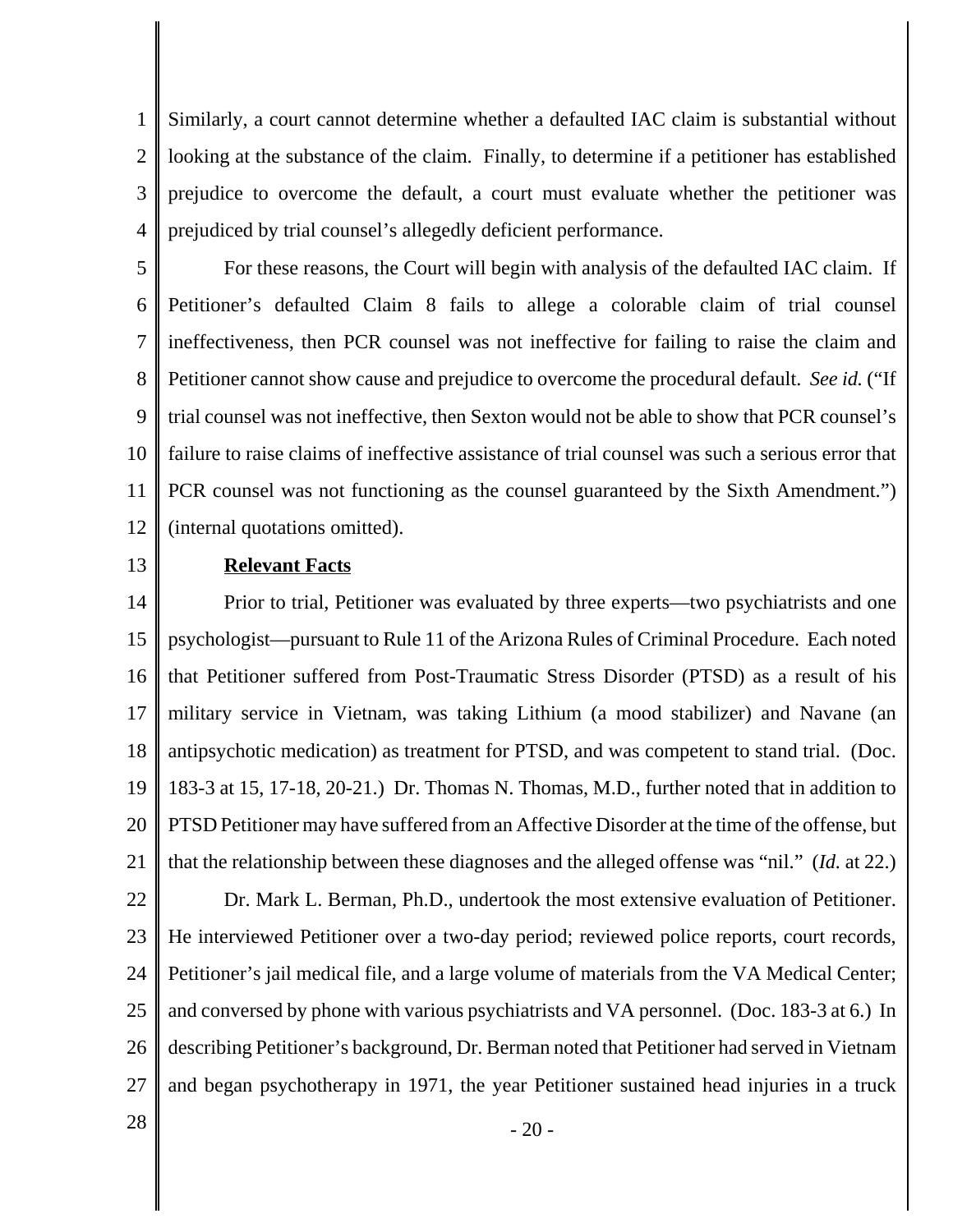Similarly, a court cannot determine whether a defaulted IAC claim is substantial without looking at the substance of the claim. Finally, to determine if a petitioner has established prejudice to overcome the default, a court must evaluate whether the petitioner was prejudiced by trial counsel's allegedly deficient performance.

For these reasons, the Court will begin with analysis of the defaulted IAC claim. If Petitioner's defaulted Claim 8 fails to allege a colorable claim of trial counsel ineffectiveness, then PCR counsel was not ineffective for failing to raise the claim and Petitioner cannot show cause and prejudice to overcome the procedural default. *See id.* ("If trial counsel was not ineffective, then Sexton would not be able to show that PCR counsel's failure to raise claims of ineffective assistance of trial counsel was such a serious error that PCR counsel was not functioning as the counsel guaranteed by the Sixth Amendment.") (internal quotations omitted).

**Relevant Facts**

Prior to trial, Petitioner was evaluated by three experts—two psychiatrists and one psychologist—pursuant to Rule 11 of the Arizona Rules of Criminal Procedure. Each noted that Petitioner suffered from Post-Traumatic Stress Disorder (PTSD) as a result of his military service in Vietnam, was taking Lithium (a mood stabilizer) and Navane (an antipsychotic medication) as treatment for PTSD, and was competent to stand trial. (Doc. 183-3 at 15, 17-18, 20-21.) Dr. Thomas N. Thomas, M.D., further noted that in addition to PTSD Petitioner may have suffered from an Affective Disorder at the time of the offense, but that the relationship between these diagnoses and the alleged offense was "nil." (*Id.* at 22.)

Dr. Mark L. Berman, Ph.D., undertook the most extensive evaluation of Petitioner. He interviewed Petitioner over a two-day period; reviewed police reports, court records, Petitioner's jail medical file, and a large volume of materials from the VA Medical Center; and conversed by phone with various psychiatrists and VA personnel. (Doc. 183-3 at 6.) In describing Petitioner's background, Dr. Berman noted that Petitioner had served in Vietnam and began psychotherapy in 1971, the year Petitioner sustained head injuries in a truck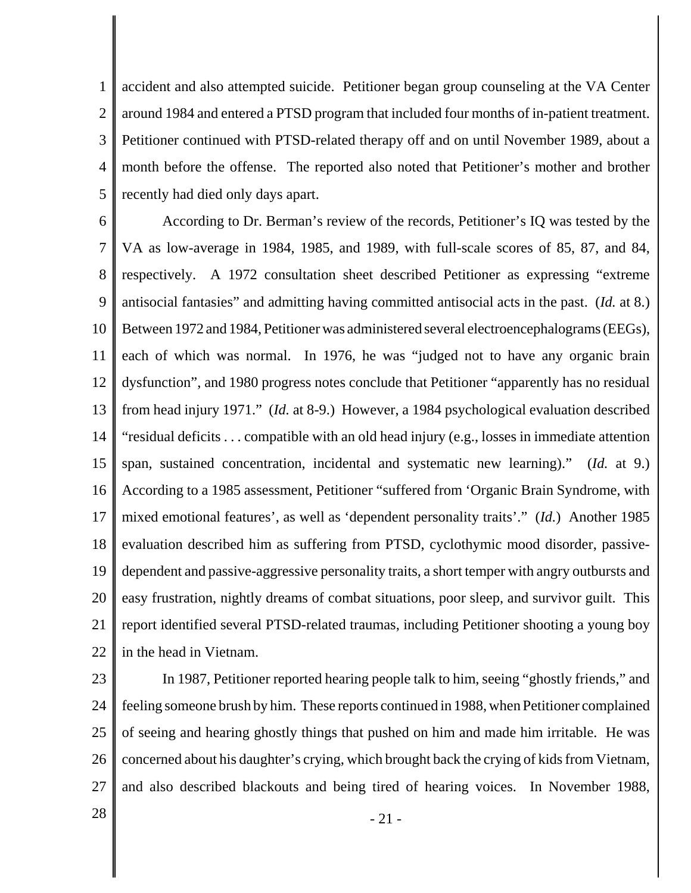accident and also attempted suicide. Petitioner began group counseling at the VA Center around 1984 and entered a PTSD program that included four months of in-patient treatment. Petitioner continued with PTSD-related therapy off and on until November 1989, about a month before the offense. The reported also noted that Petitioner's mother and brother recently had died only days apart.

According to Dr. Berman's review of the records, Petitioner's IQ was tested by the VA as low-average in 1984, 1985, and 1989, with full-scale scores of 85, 87, and 84, respectively. A 1972 consultation sheet described Petitioner as expressing "extreme antisocial fantasies" and admitting having committed antisocial acts in the past. (*Id.* at 8.) Between 1972 and 1984, Petitioner was administered several electroencephalograms (EEGs), each of which was normal. In 1976, he was "judged not to have any organic brain dysfunction", and 1980 progress notes conclude that Petitioner "apparently has no residual from head injury 1971." (*Id.* at 8-9.) However, a 1984 psychological evaluation described "residual deficits . . . compatible with an old head injury (e.g., losses in immediate attention span, sustained concentration, incidental and systematic new learning)." (*Id.* at 9.) According to a 1985 assessment, Petitioner "suffered from 'Organic Brain Syndrome, with mixed emotional features', as well as 'dependent personality traits'." (*Id.*) Another 1985 evaluation described him as suffering from PTSD, cyclothymic mood disorder, passive-dependent and passive-aggressive personality traits, a short temper with angry outbursts and easy frustration, nightly dreams of combat situations, poor sleep, and survivor guilt. This report identified several PTSD-related traumas, including Petitioner shooting a young boy in the head in Vietnam.

In 1987, Petitioner reported hearing people talk to him, seeing "ghostly friends," and feeling someone brush by him. These reports continued in 1988, when Petitioner complained of seeing and hearing ghostly things that pushed on him and made him irritable. He was concerned about his daughter's crying, which brought back the crying of kids from Vietnam, and also described blackouts and being tired of hearing voices. In November 1988,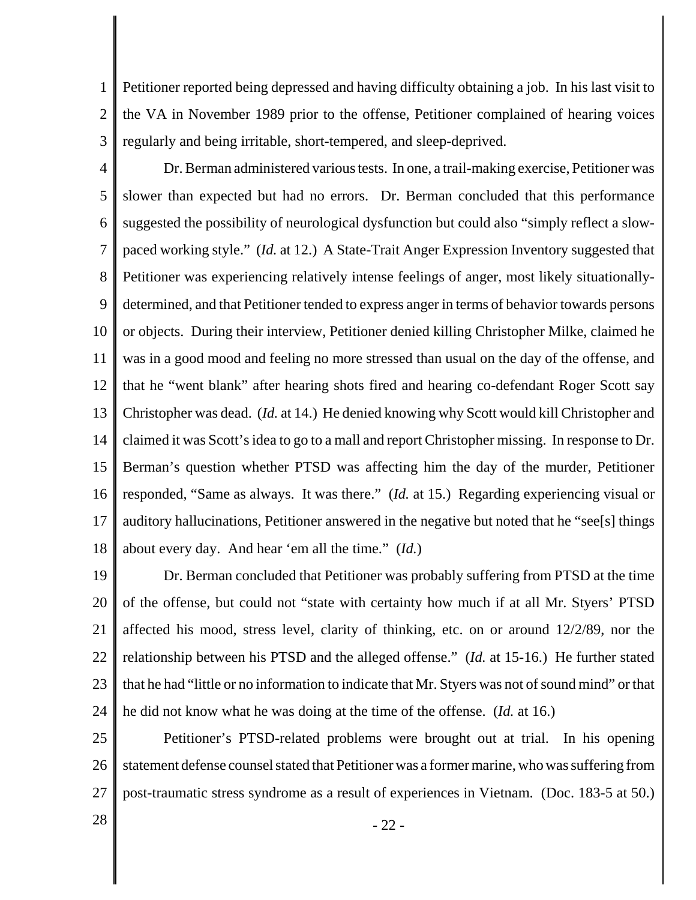Petitioner reported being depressed and having difficulty obtaining a job. In his last visit to the VA in November 1989 prior to the offense, Petitioner complained of hearing voices regularly and being irritable, short-tempered, and sleep-deprived.

Dr. Berman administered various tests. In one, a trail-making exercise, Petitioner was slower than expected but had no errors. Dr. Berman concluded that this performance suggested the possibility of neurological dysfunction but could also "simply reflect a slow-paced working style." (*Id.* at 12.) A State-Trait Anger Expression Inventory suggested that Petitioner was experiencing relatively intense feelings of anger, most likely situationally-determined, and that Petitioner tended to express anger in terms of behavior towards persons or objects. During their interview, Petitioner denied killing Christopher Milke, claimed he was in a good mood and feeling no more stressed than usual on the day of the offense, and that he "went blank" after hearing shots fired and hearing co-defendant Roger Scott say Christopher was dead. (*Id.* at 14.) He denied knowing why Scott would kill Christopher and claimed it was Scott's idea to go to a mall and report Christopher missing. In response to Dr. Berman's question whether PTSD was affecting him the day of the murder, Petitioner responded, "Same as always. It was there." (*Id.* at 15.) Regarding experiencing visual or auditory hallucinations, Petitioner answered in the negative but noted that he "see[s] things about every day. And hear 'em all the time." (*Id.*)

Dr. Berman concluded that Petitioner was probably suffering from PTSD at the time of the offense, but could not "state with certainty how much if at all Mr. Styers' PTSD affected his mood, stress level, clarity of thinking, etc. on or around 12/2/89, nor the relationship between his PTSD and the alleged offense." (*Id.* at 15-16.) He further stated that he had "little or no information to indicate that Mr. Styers was not of sound mind" or that he did not know what he was doing at the time of the offense. (*Id.* at 16.)

Petitioner's PTSD-related problems were brought out at trial. In his opening statement defense counsel stated that Petitioner was a former marine, who was suffering from post-traumatic stress syndrome as a result of experiences in Vietnam. (Doc. 183-5 at 50.)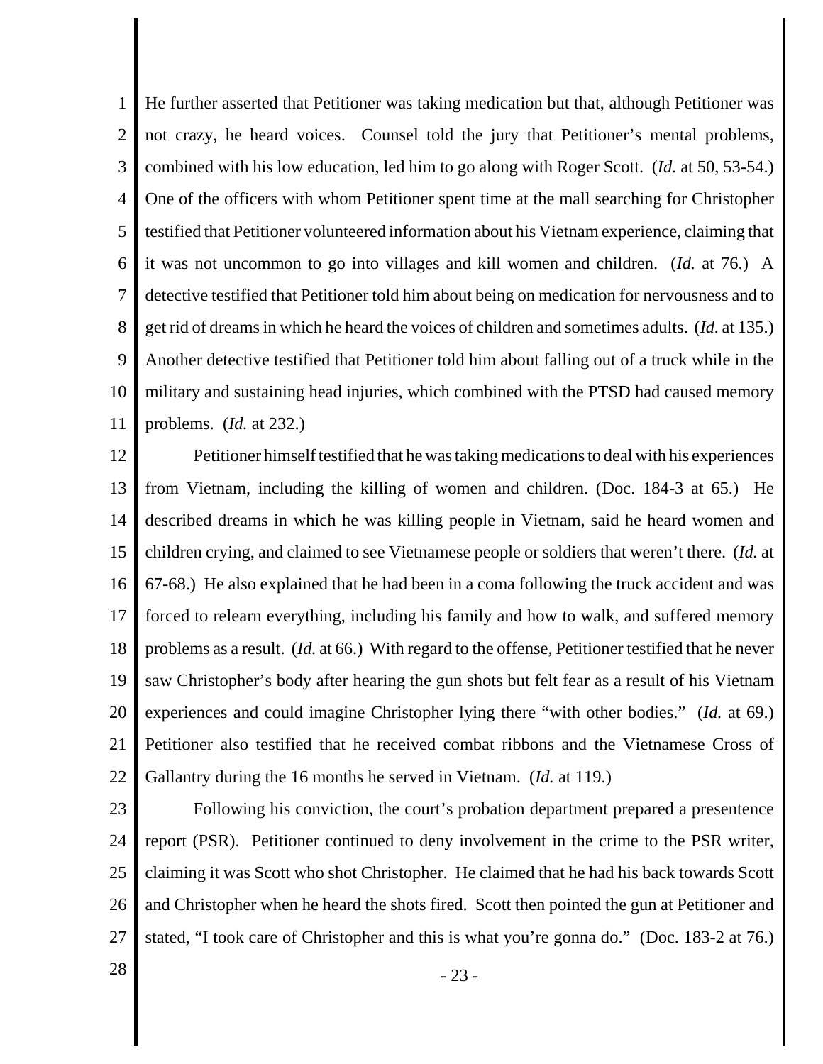He further asserted that Petitioner was taking medication but that, although Petitioner was not crazy, he heard voices. Counsel told the jury that Petitioner's mental problems, combined with his low education, led him to go along with Roger Scott. (*Id.* at 50, 53-54.) One of the officers with whom Petitioner spent time at the mall searching for Christopher testified that Petitioner volunteered information about his Vietnam experience, claiming that it was not uncommon to go into villages and kill women and children. (*Id.* at 76.) A detective testified that Petitioner told him about being on medication for nervousness and to get rid of dreams in which he heard the voices of children and sometimes adults. (*Id.* at 135.) Another detective testified that Petitioner told him about falling out of a truck while in the military and sustaining head injuries, which combined with the PTSD had caused memory problems. (*Id.* at 232.)

Petitioner himself testified that he was taking medications to deal with his experiences from Vietnam, including the killing of women and children. (Doc. 184-3 at 65.) He described dreams in which he was killing people in Vietnam, said he heard women and children crying, and claimed to see Vietnamese people or soldiers that weren't there. (*Id.* at 67-68.) He also explained that he had been in a coma following the truck accident and was forced to relearn everything, including his family and how to walk, and suffered memory problems as a result. (*Id.* at 66.) With regard to the offense, Petitioner testified that he never saw Christopher's body after hearing the gun shots but felt fear as a result of his Vietnam experiences and could imagine Christopher lying there "with other bodies." (*Id.* at 69.) Petitioner also testified that he received combat ribbons and the Vietnamese Cross of Gallantry during the 16 months he served in Vietnam. (*Id.* at 119.)

Following his conviction, the court's probation department prepared a presentence report (PSR). Petitioner continued to deny involvement in the crime to the PSR writer, claiming it was Scott who shot Christopher. He claimed that he had his back towards Scott and Christopher when he heard the shots fired. Scott then pointed the gun at Petitioner and stated, "I took care of Christopher and this is what you're gonna do." (Doc. 183-2 at 76.)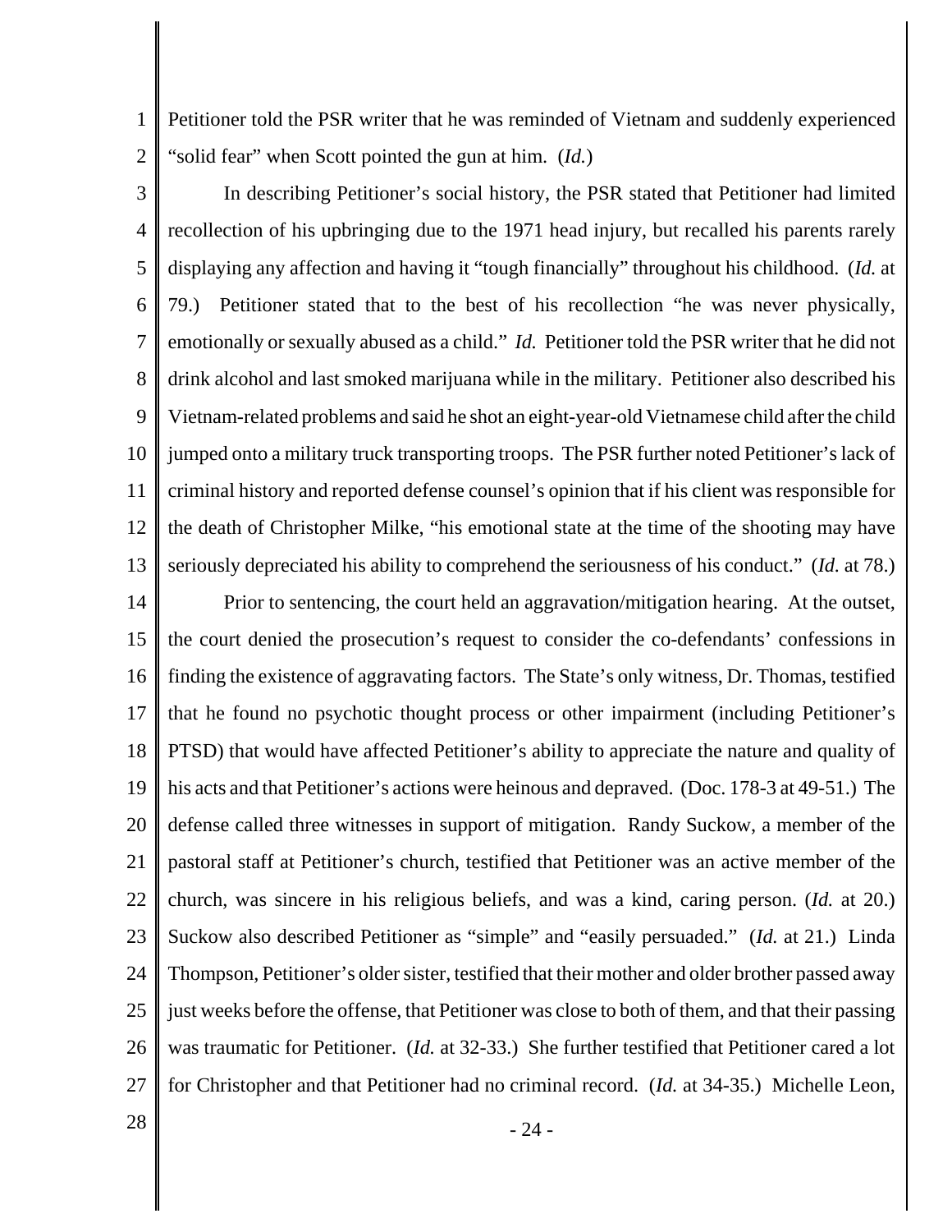Petitioner told the PSR writer that he was reminded of Vietnam and suddenly experienced "solid fear" when Scott pointed the gun at him. (*Id.*)

In describing Petitioner's social history, the PSR stated that Petitioner had limited recollection of his upbringing due to the 1971 head injury, but recalled his parents rarely displaying any affection and having it "tough financially" throughout his childhood. (*Id.* at 79.) Petitioner stated that to the best of his recollection "he was never physically, emotionally or sexually abused as a child." *Id.* Petitioner told the PSR writer that he did not drink alcohol and last smoked marijuana while in the military. Petitioner also described his Vietnam-related problems and said he shot an eight-year-old Vietnamese child after the child jumped onto a military truck transporting troops. The PSR further noted Petitioner's lack of criminal history and reported defense counsel's opinion that if his client was responsible for the death of Christopher Milke, "his emotional state at the time of the shooting may have seriously depreciated his ability to comprehend the seriousness of his conduct." (*Id.* at 78.)

Prior to sentencing, the court held an aggravation/mitigation hearing. At the outset, the court denied the prosecution's request to consider the co-defendants' confessions in finding the existence of aggravating factors. The State's only witness, Dr. Thomas, testified that he found no psychotic thought process or other impairment (including Petitioner's PTSD) that would have affected Petitioner's ability to appreciate the nature and quality of his acts and that Petitioner's actions were heinous and depraved. (Doc. 178-3 at 49-51.) The defense called three witnesses in support of mitigation. Randy Suckow, a member of the pastoral staff at Petitioner's church, testified that Petitioner was an active member of the church, was sincere in his religious beliefs, and was a kind, caring person. (*Id.* at 20.) Suckow also described Petitioner as "simple" and "easily persuaded." (*Id.* at 21.) Linda Thompson, Petitioner's older sister, testified that their mother and older brother passed away just weeks before the offense, that Petitioner was close to both of them, and that their passing was traumatic for Petitioner. (*Id.* at 32-33.) She further testified that Petitioner cared a lot for Christopher and that Petitioner had no criminal record. (*Id.* at 34-35.) Michelle Leon,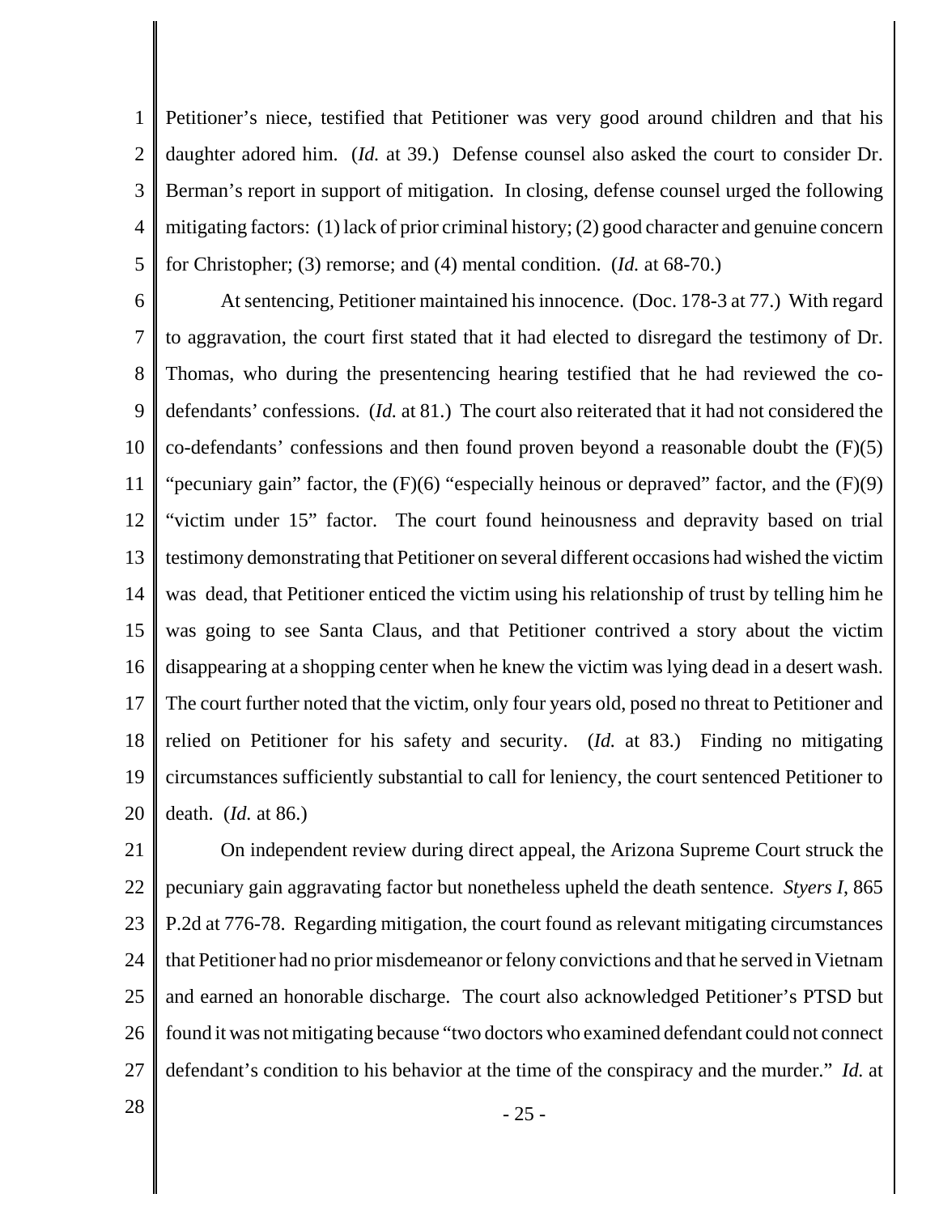Petitioner's niece, testified that Petitioner was very good around children and that his daughter adored him. (*Id.* at 39.) Defense counsel also asked the court to consider Dr. Berman's report in support of mitigation. In closing, defense counsel urged the following mitigating factors: (1) lack of prior criminal history; (2) good character and genuine concern for Christopher; (3) remorse; and (4) mental condition. (*Id.* at 68-70.)

At sentencing, Petitioner maintained his innocence. (Doc. 178-3 at 77.) With regard to aggravation, the court first stated that it had elected to disregard the testimony of Dr. Thomas, who during the presentencing hearing testified that he had reviewed the co-defendants' confessions. (*Id.* at 81.) The court also reiterated that it had not considered the co-defendants' confessions and then found proven beyond a reasonable doubt the (F)(5) "pecuniary gain" factor, the (F)(6) "especially heinous or depraved" factor, and the (F)(9) "victim under 15" factor. The court found heinousness and depravity based on trial testimony demonstrating that Petitioner on several different occasions had wished the victim was dead, that Petitioner enticed the victim using his relationship of trust by telling him he was going to see Santa Claus, and that Petitioner contrived a story about the victim disappearing at a shopping center when he knew the victim was lying dead in a desert wash. The court further noted that the victim, only four years old, posed no threat to Petitioner and relied on Petitioner for his safety and security. (*Id.* at 83.) Finding no mitigating circumstances sufficiently substantial to call for leniency, the court sentenced Petitioner to death. (*Id.* at 86.)

On independent review during direct appeal, the Arizona Supreme Court struck the pecuniary gain aggravating factor but nonetheless upheld the death sentence. *Styers I*, 865 P.2d at 776-78. Regarding mitigation, the court found as relevant mitigating circumstances that Petitioner had no prior misdemeanor or felony convictions and that he served in Vietnam and earned an honorable discharge. The court also acknowledged Petitioner's PTSD but found it was not mitigating because "two doctors who examined defendant could not connect defendant's condition to his behavior at the time of the conspiracy and the murder." *Id.* at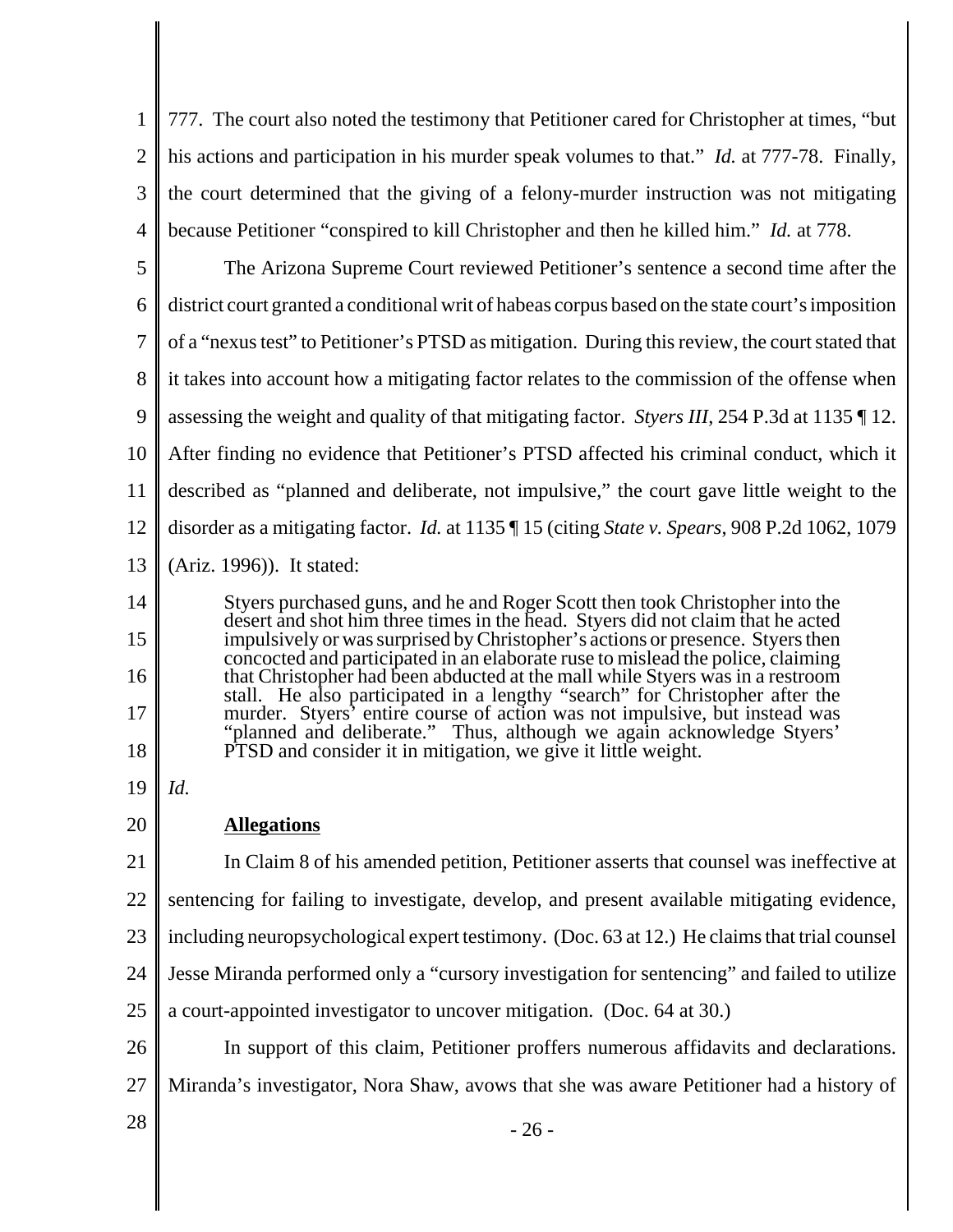777. The court also noted the testimony that Petitioner cared for Christopher at times, "but his actions and participation in his murder speak volumes to that." *Id.* at 777-78. Finally, the court determined that the giving of a felony-murder instruction was not mitigating because Petitioner "conspired to kill Christopher and then he killed him." *Id.* at 778.

The Arizona Supreme Court reviewed Petitioner's sentence a second time after the district court granted a conditional writ of habeas corpus based on the state court's imposition of a "nexus test" to Petitioner's PTSD as mitigation. During this review, the court stated that it takes into account how a mitigating factor relates to the commission of the offense when assessing the weight and quality of that mitigating factor. *Styers III*, 254 P.3d at 1135 ¶ 12. After finding no evidence that Petitioner's PTSD affected his criminal conduct, which it described as "planned and deliberate, not impulsive," the court gave little weight to the disorder as a mitigating factor. *Id.* at 1135 ¶ 15 (citing *State v. Spears*, 908 P.2d 1062, 1079 (Ariz. 1996)). It stated:

> Styers purchased guns, and he and Roger Scott then took Christopher into the desert and shot him three times in the head. Styers did not claim that he acted impulsively or was surprised by Christopher's actions or presence. Styers then concocted and participated in an elaborate ruse to mislead the police, claiming that Christopher had been abducted at the mall while Styers was in a restroom stall. He also participated in a lengthy "search" for Christopher after the murder. Styers' entire course of action was not impulsive, but instead was "planned and deliberate." Thus, although we again acknowledge Styers' PTSD and consider it in mitigation, we give it little weight.

*Id.*

**Allegations**

In Claim 8 of his amended petition, Petitioner asserts that counsel was ineffective at sentencing for failing to investigate, develop, and present available mitigating evidence, including neuropsychological expert testimony. (Doc. 63 at 12.) He claims that trial counsel Jesse Miranda performed only a "cursory investigation for sentencing" and failed to utilize a court-appointed investigator to uncover mitigation. (Doc. 64 at 30.)

In support of this claim, Petitioner proffers numerous affidavits and declarations. Miranda's investigator, Nora Shaw, avows that she was aware Petitioner had a history of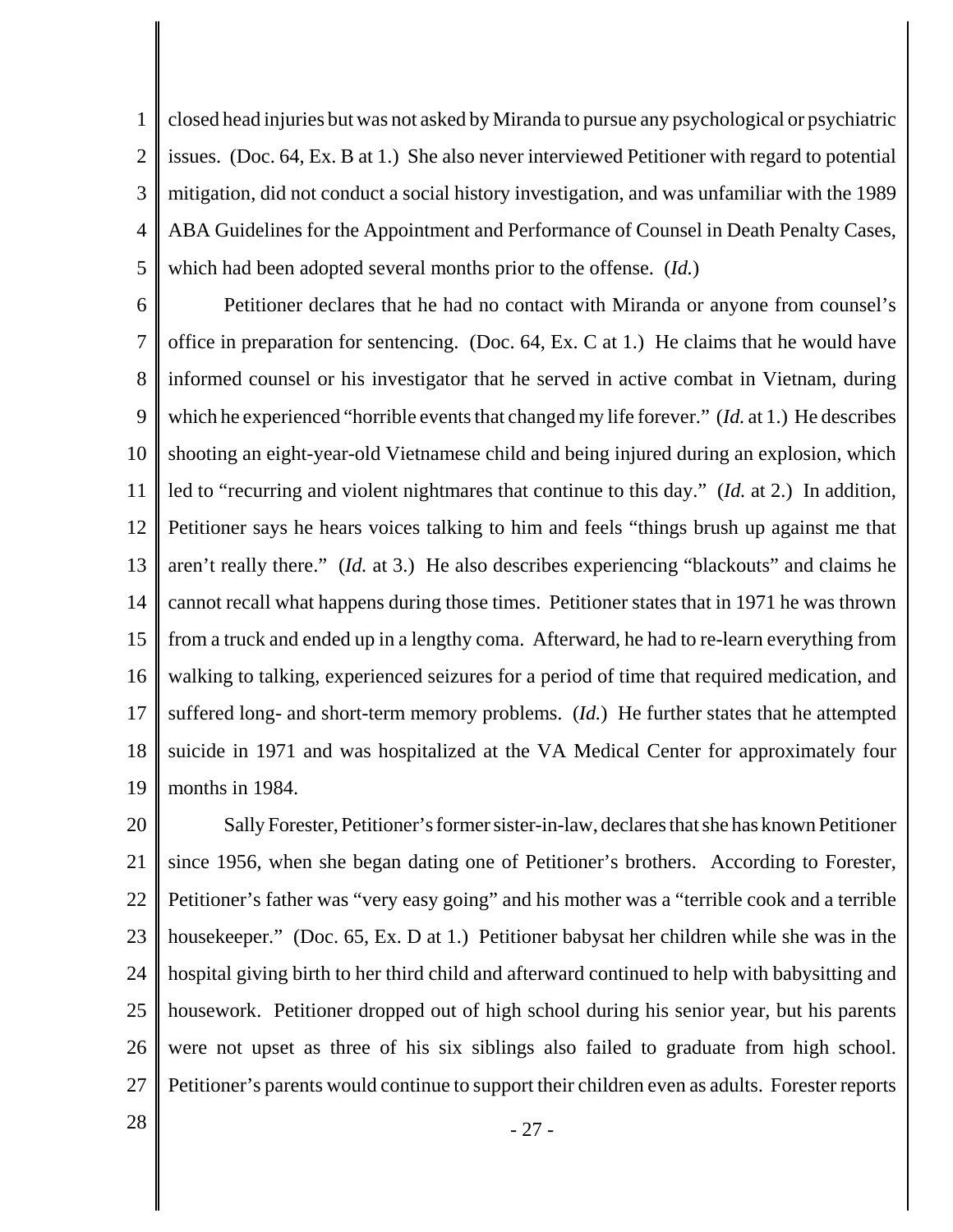closed head injuries but was not asked by Miranda to pursue any psychological or psychiatric issues. (Doc. 64, Ex. B at 1.) She also never interviewed Petitioner with regard to potential mitigation, did not conduct a social history investigation, and was unfamiliar with the 1989 ABA Guidelines for the Appointment and Performance of Counsel in Death Penalty Cases, which had been adopted several months prior to the offense. (*Id.*)

Petitioner declares that he had no contact with Miranda or anyone from counsel's office in preparation for sentencing. (Doc. 64, Ex. C at 1.) He claims that he would have informed counsel or his investigator that he served in active combat in Vietnam, during which he experienced "horrible events that changed my life forever." (*Id.* at 1.) He describes shooting an eight-year-old Vietnamese child and being injured during an explosion, which led to "recurring and violent nightmares that continue to this day." (*Id.* at 2.) In addition, Petitioner says he hears voices talking to him and feels "things brush up against me that aren't really there." (*Id.* at 3.) He also describes experiencing "blackouts" and claims he cannot recall what happens during those times. Petitioner states that in 1971 he was thrown from a truck and ended up in a lengthy coma. Afterward, he had to re-learn everything from walking to talking, experienced seizures for a period of time that required medication, and suffered long- and short-term memory problems. (*Id.*) He further states that he attempted suicide in 1971 and was hospitalized at the VA Medical Center for approximately four months in 1984.

Sally Forester, Petitioner's former sister-in-law, declares that she has known Petitioner since 1956, when she began dating one of Petitioner's brothers. According to Forester, Petitioner's father was "very easy going" and his mother was a "terrible cook and a terrible housekeeper." (Doc. 65, Ex. D at 1.) Petitioner babysat her children while she was in the hospital giving birth to her third child and afterward continued to help with babysitting and housework. Petitioner dropped out of high school during his senior year, but his parents were not upset as three of his six siblings also failed to graduate from high school. Petitioner's parents would continue to support their children even as adults. Forester reports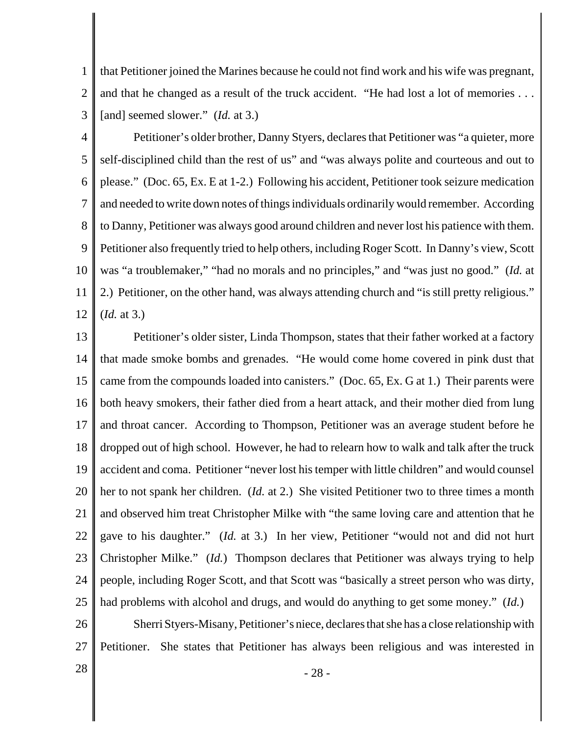that Petitioner joined the Marines because he could not find work and his wife was pregnant, and that he changed as a result of the truck accident. "He had lost a lot of memories . . . [and] seemed slower." (*Id.* at 3.)

Petitioner's older brother, Danny Styers, declares that Petitioner was "a quieter, more self-disciplined child than the rest of us" and "was always polite and courteous and out to please." (Doc. 65, Ex. E at 1-2.) Following his accident, Petitioner took seizure medication and needed to write down notes of things individuals ordinarily would remember. According to Danny, Petitioner was always good around children and never lost his patience with them. Petitioner also frequently tried to help others, including Roger Scott. In Danny's view, Scott was "a troublemaker," "had no morals and no principles," and "was just no good." (*Id.* at 2.) Petitioner, on the other hand, was always attending church and "is still pretty religious." (*Id.* at 3.)

Petitioner's older sister, Linda Thompson, states that their father worked at a factory that made smoke bombs and grenades. "He would come home covered in pink dust that came from the compounds loaded into canisters." (Doc. 65, Ex. G at 1.) Their parents were both heavy smokers, their father died from a heart attack, and their mother died from lung and throat cancer. According to Thompson, Petitioner was an average student before he dropped out of high school. However, he had to relearn how to walk and talk after the truck accident and coma. Petitioner "never lost his temper with little children" and would counsel her to not spank her children. (*Id.* at 2.) She visited Petitioner two to three times a month and observed him treat Christopher Milke with "the same loving care and attention that he gave to his daughter." (*Id.* at 3.) In her view, Petitioner "would not and did not hurt Christopher Milke." (*Id.*) Thompson declares that Petitioner was always trying to help people, including Roger Scott, and that Scott was "basically a street person who was dirty, had problems with alcohol and drugs, and would do anything to get some money." (*Id.*)

Sherri Styers-Misany, Petitioner's niece, declares that she has a close relationship with Petitioner. She states that Petitioner has always been religious and was interested in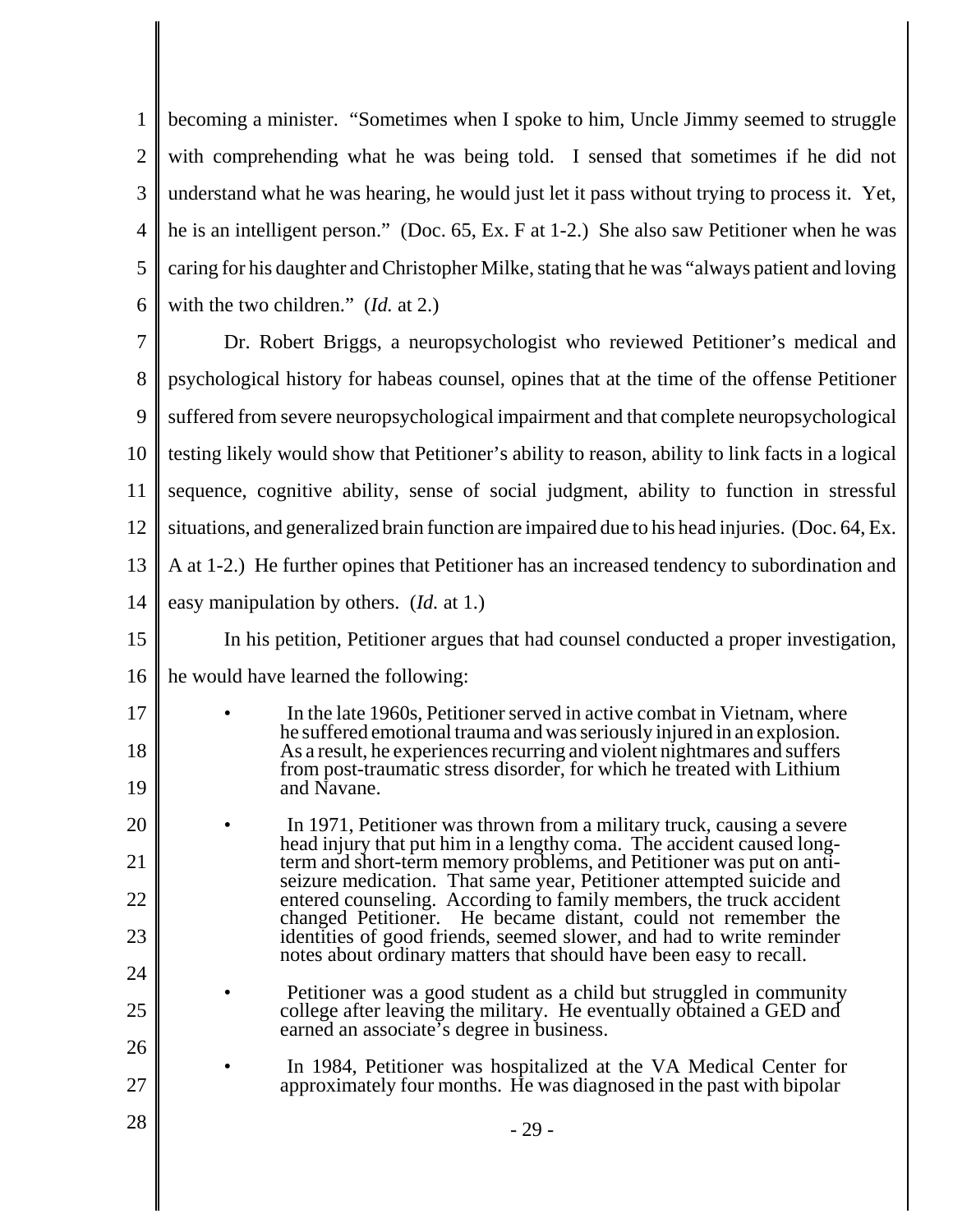becoming a minister. "Sometimes when I spoke to him, Uncle Jimmy seemed to struggle with comprehending what he was being told. I sensed that sometimes if he did not understand what he was hearing, he would just let it pass without trying to process it. Yet, he is an intelligent person." (Doc. 65, Ex. F at 1-2.) She also saw Petitioner when he was caring for his daughter and Christopher Milke, stating that he was "always patient and loving with the two children." (*Id.* at 2.)

Dr. Robert Briggs, a neuropsychologist who reviewed Petitioner's medical and psychological history for habeas counsel, opines that at the time of the offense Petitioner suffered from severe neuropsychological impairment and that complete neuropsychological testing likely would show that Petitioner's ability to reason, ability to link facts in a logical sequence, cognitive ability, sense of social judgment, ability to function in stressful situations, and generalized brain function are impaired due to his head injuries. (Doc. 64, Ex. A at 1-2.) He further opines that Petitioner has an increased tendency to subordination and easy manipulation by others. (*Id.* at 1.)

In his petition, Petitioner argues that had counsel conducted a proper investigation, he would have learned the following:

- In the late 1960s, Petitioner served in active combat in Vietnam, where he suffered emotional trauma and was seriously injured in an explosion. As a result, he experiences recurring and violent nightmares and suffers from post-traumatic stress disorder, for which he treated with Lithium and Navane.

- In 1971, Petitioner was thrown from a military truck, causing a severe head injury that put him in a lengthy coma. The accident caused long-term and short-term memory problems, and Petitioner was put on anti-seizure medication. That same year, Petitioner attempted suicide and entered counseling. According to family members, the truck accident changed Petitioner. He became distant, could not remember the identities of good friends, seemed slower, and had to write reminder notes about ordinary matters that should have been easy to recall.

- Petitioner was a good student as a child but struggled in community college after leaving the military. He eventually obtained a GED and earned an associate's degree in business.

- In 1984, Petitioner was hospitalized at the VA Medical Center for approximately four months. He was diagnosed in the past with bipolar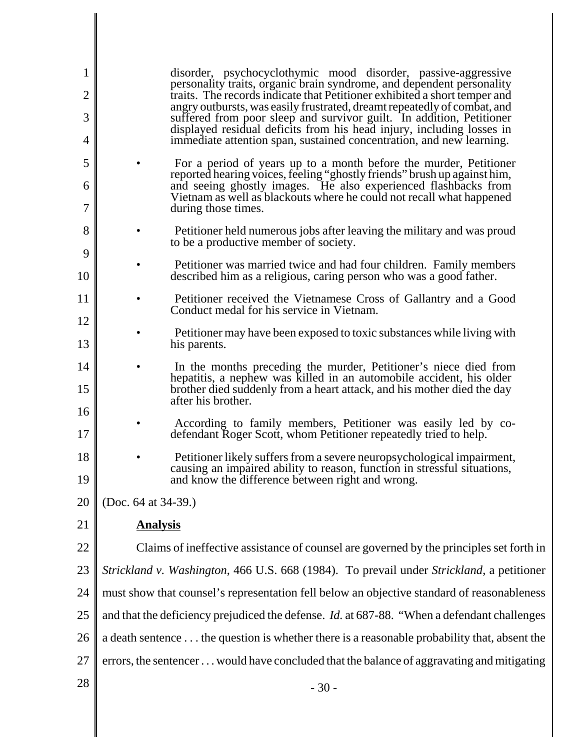disorder, psychocyclothymic mood disorder, passive-aggressive personality traits, organic brain syndrome, and dependent personality traits. The records indicate that Petitioner exhibited a short temper and angry outbursts, was easily frustrated, dreamt repeatedly of combat, and suffered from poor sleep and survivor guilt. In addition, Petitioner displayed residual deficits from his head injury, including losses in immediate attention span, sustained concentration, and new learning.

- For a period of years up to a month before the murder, Petitioner reported hearing voices, feeling "ghostly friends" brush up against him, and seeing ghostly images. He also experienced flashbacks from Vietnam as well as blackouts where he could not recall what happened during those times.
- Petitioner held numerous jobs after leaving the military and was proud to be a productive member of society.
- Petitioner was married twice and had four children. Family members described him as a religious, caring person who was a good father.
- Petitioner received the Vietnamese Cross of Gallantry and a Good Conduct medal for his service in Vietnam.
- Petitioner may have been exposed to toxic substances while living with his parents.
- In the months preceding the murder, Petitioner's niece died from hepatitis, a nephew was killed in an automobile accident, his older brother died suddenly from a heart attack, and his mother died the day after his brother.
- According to family members, Petitioner was easily led by co-defendant Roger Scott, whom Petitioner repeatedly tried to help.
- Petitioner likely suffers from a severe neuropsychological impairment, causing an impaired ability to reason, function in stressful situations, and know the difference between right and wrong.

(Doc. 64 at 34-39.)

**Analysis**

Claims of ineffective assistance of counsel are governed by the principles set forth in *Strickland v. Washington*, 466 U.S. 668 (1984). To prevail under *Strickland*, a petitioner must show that counsel's representation fell below an objective standard of reasonableness and that the deficiency prejudiced the defense. *Id.* at 687-88. "When a defendant challenges a death sentence . . . the question is whether there is a reasonable probability that, absent the errors, the sentencer . . . would have concluded that the balance of aggravating and mitigating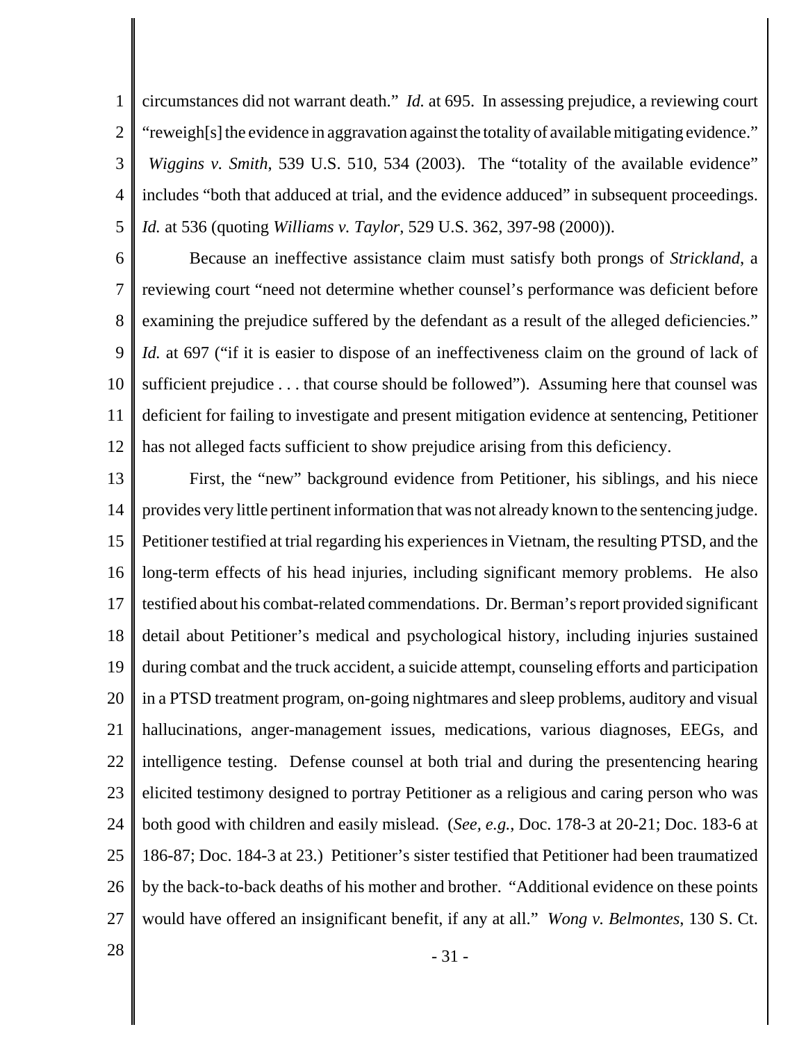circumstances did not warrant death." *Id.* at 695. In assessing prejudice, a reviewing court "reweigh[s] the evidence in aggravation against the totality of available mitigating evidence." *Wiggins v. Smith*, 539 U.S. 510, 534 (2003). The "totality of the available evidence" includes "both that adduced at trial, and the evidence adduced" in subsequent proceedings. *Id.* at 536 (quoting *Williams v. Taylor*, 529 U.S. 362, 397-98 (2000)).

Because an ineffective assistance claim must satisfy both prongs of *Strickland*, a reviewing court "need not determine whether counsel's performance was deficient before examining the prejudice suffered by the defendant as a result of the alleged deficiencies." *Id.* at 697 ("if it is easier to dispose of an ineffectiveness claim on the ground of lack of sufficient prejudice . . . that course should be followed"). Assuming here that counsel was deficient for failing to investigate and present mitigation evidence at sentencing, Petitioner has not alleged facts sufficient to show prejudice arising from this deficiency.

First, the "new" background evidence from Petitioner, his siblings, and his niece provides very little pertinent information that was not already known to the sentencing judge. Petitioner testified at trial regarding his experiences in Vietnam, the resulting PTSD, and the long-term effects of his head injuries, including significant memory problems. He also testified about his combat-related commendations. Dr. Berman's report provided significant detail about Petitioner's medical and psychological history, including injuries sustained during combat and the truck accident, a suicide attempt, counseling efforts and participation in a PTSD treatment program, on-going nightmares and sleep problems, auditory and visual hallucinations, anger-management issues, medications, various diagnoses, EEGs, and intelligence testing. Defense counsel at both trial and during the presentencing hearing elicited testimony designed to portray Petitioner as a religious and caring person who was both good with children and easily mislead. (*See, e.g.*, Doc. 178-3 at 20-21; Doc. 183-6 at 186-87; Doc. 184-3 at 23.) Petitioner's sister testified that Petitioner had been traumatized by the back-to-back deaths of his mother and brother. "Additional evidence on these points would have offered an insignificant benefit, if any at all." *Wong v. Belmontes*, 130 S. Ct.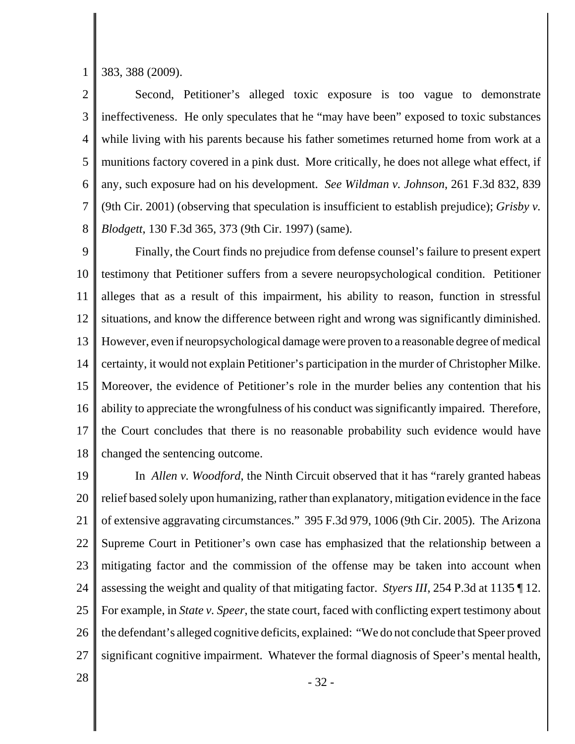383, 388 (2009).

Second, Petitioner's alleged toxic exposure is too vague to demonstrate ineffectiveness. He only speculates that he "may have been" exposed to toxic substances while living with his parents because his father sometimes returned home from work at a munitions factory covered in a pink dust. More critically, he does not allege what effect, if any, such exposure had on his development. *See Wildman v. Johnson*, 261 F.3d 832, 839 (9th Cir. 2001) (observing that speculation is insufficient to establish prejudice); *Grisby v. Blodgett*, 130 F.3d 365, 373 (9th Cir. 1997) (same).

Finally, the Court finds no prejudice from defense counsel's failure to present expert testimony that Petitioner suffers from a severe neuropsychological condition. Petitioner alleges that as a result of this impairment, his ability to reason, function in stressful situations, and know the difference between right and wrong was significantly diminished. However, even if neuropsychological damage were proven to a reasonable degree of medical certainty, it would not explain Petitioner's participation in the murder of Christopher Milke. Moreover, the evidence of Petitioner's role in the murder belies any contention that his ability to appreciate the wrongfulness of his conduct was significantly impaired. Therefore, the Court concludes that there is no reasonable probability such evidence would have changed the sentencing outcome.

In *Allen v. Woodford*, the Ninth Circuit observed that it has "rarely granted habeas relief based solely upon humanizing, rather than explanatory, mitigation evidence in the face of extensive aggravating circumstances." 395 F.3d 979, 1006 (9th Cir. 2005). The Arizona Supreme Court in Petitioner's own case has emphasized that the relationship between a mitigating factor and the commission of the offense may be taken into account when assessing the weight and quality of that mitigating factor. *Styers III*, 254 P.3d at 1135 ¶ 12. For example, in *State v. Speer*, the state court, faced with conflicting expert testimony about the defendant's alleged cognitive deficits, explained: "We do not conclude that Speer proved significant cognitive impairment. Whatever the formal diagnosis of Speer's mental health,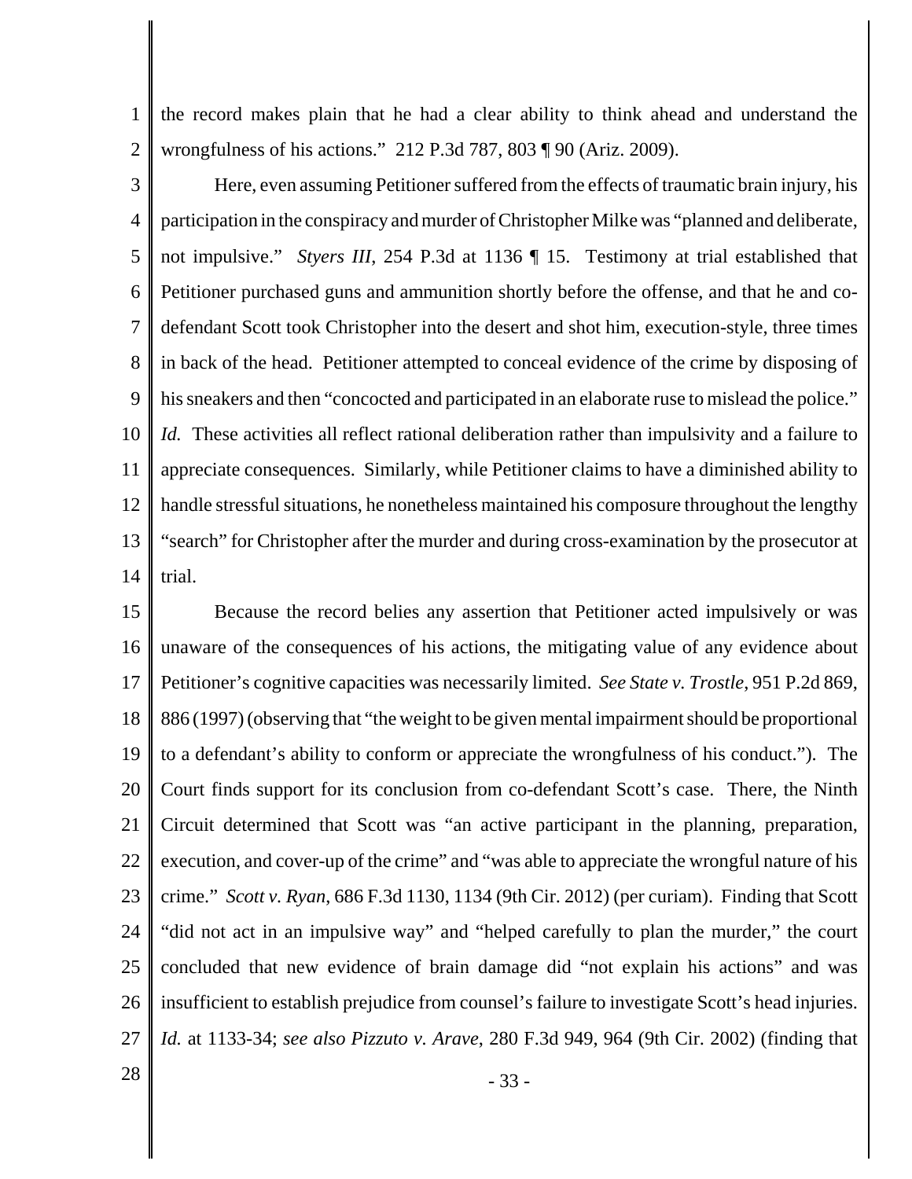the record makes plain that he had a clear ability to think ahead and understand the wrongfulness of his actions." 212 P.3d 787, 803 ¶ 90 (Ariz. 2009).

Here, even assuming Petitioner suffered from the effects of traumatic brain injury, his participation in the conspiracy and murder of Christopher Milke was "planned and deliberate, not impulsive." *Styers III*, 254 P.3d at 1136 ¶ 15. Testimony at trial established that Petitioner purchased guns and ammunition shortly before the offense, and that he and co-defendant Scott took Christopher into the desert and shot him, execution-style, three times in back of the head. Petitioner attempted to conceal evidence of the crime by disposing of his sneakers and then "concocted and participated in an elaborate ruse to mislead the police." *Id.* These activities all reflect rational deliberation rather than impulsivity and a failure to appreciate consequences. Similarly, while Petitioner claims to have a diminished ability to handle stressful situations, he nonetheless maintained his composure throughout the lengthy "search" for Christopher after the murder and during cross-examination by the prosecutor at trial.

Because the record belies any assertion that Petitioner acted impulsively or was unaware of the consequences of his actions, the mitigating value of any evidence about Petitioner's cognitive capacities was necessarily limited. *See State v. Trostle*, 951 P.2d 869, 886 (1997) (observing that "the weight to be given mental impairment should be proportional to a defendant's ability to conform or appreciate the wrongfulness of his conduct."). The Court finds support for its conclusion from co-defendant Scott's case. There, the Ninth Circuit determined that Scott was "an active participant in the planning, preparation, execution, and cover-up of the crime" and "was able to appreciate the wrongful nature of his crime." *Scott v. Ryan*, 686 F.3d 1130, 1134 (9th Cir. 2012) (per curiam). Finding that Scott "did not act in an impulsive way" and "helped carefully to plan the murder," the court concluded that new evidence of brain damage did "not explain his actions" and was insufficient to establish prejudice from counsel's failure to investigate Scott's head injuries. *Id.* at 1133-34; *see also Pizzuto v. Arave*, 280 F.3d 949, 964 (9th Cir. 2002) (finding that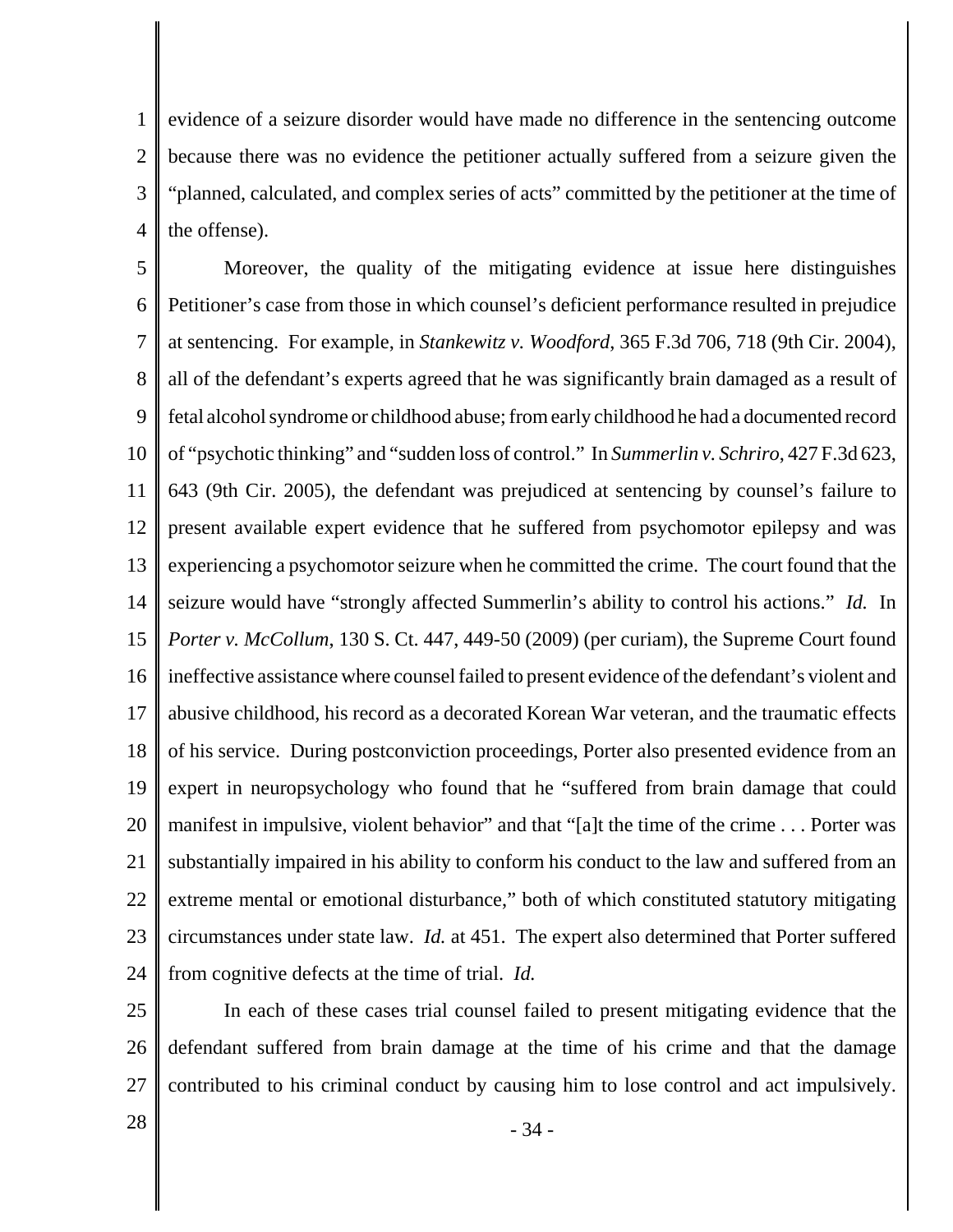evidence of a seizure disorder would have made no difference in the sentencing outcome because there was no evidence the petitioner actually suffered from a seizure given the "planned, calculated, and complex series of acts" committed by the petitioner at the time of the offense).

Moreover, the quality of the mitigating evidence at issue here distinguishes Petitioner's case from those in which counsel's deficient performance resulted in prejudice at sentencing. For example, in *Stankewitz v. Woodford*, 365 F.3d 706, 718 (9th Cir. 2004), all of the defendant's experts agreed that he was significantly brain damaged as a result of fetal alcohol syndrome or childhood abuse; from early childhood he had a documented record of "psychotic thinking" and "sudden loss of control." In *Summerlin v. Schriro*, 427 F.3d 623, 643 (9th Cir. 2005), the defendant was prejudiced at sentencing by counsel's failure to present available expert evidence that he suffered from psychomotor epilepsy and was experiencing a psychomotor seizure when he committed the crime. The court found that the seizure would have "strongly affected Summerlin's ability to control his actions." *Id.* In *Porter v. McCollum*, 130 S. Ct. 447, 449-50 (2009) (per curiam), the Supreme Court found ineffective assistance where counsel failed to present evidence of the defendant's violent and abusive childhood, his record as a decorated Korean War veteran, and the traumatic effects of his service. During postconviction proceedings, Porter also presented evidence from an expert in neuropsychology who found that he "suffered from brain damage that could manifest in impulsive, violent behavior" and that "[a]t the time of the crime . . . Porter was substantially impaired in his ability to conform his conduct to the law and suffered from an extreme mental or emotional disturbance," both of which constituted statutory mitigating circumstances under state law. *Id.* at 451. The expert also determined that Porter suffered from cognitive defects at the time of trial. *Id.*

In each of these cases trial counsel failed to present mitigating evidence that the defendant suffered from brain damage at the time of his crime and that the damage contributed to his criminal conduct by causing him to lose control and act impulsively.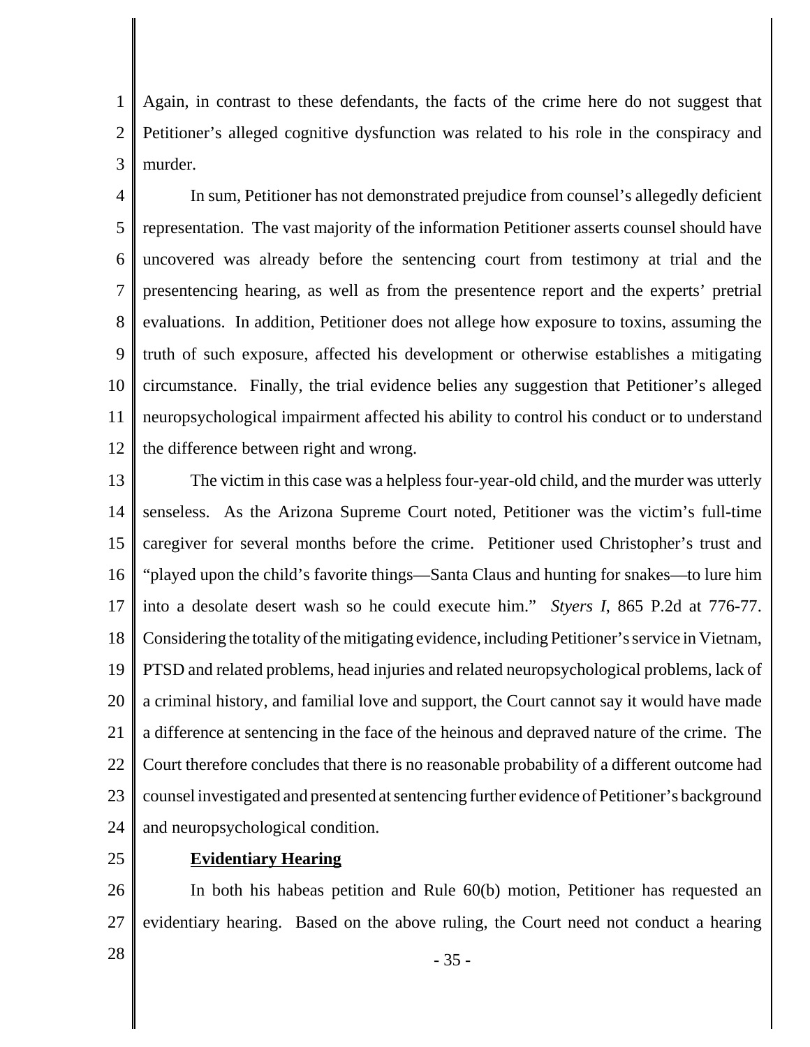Again, in contrast to these defendants, the facts of the crime here do not suggest that Petitioner's alleged cognitive dysfunction was related to his role in the conspiracy and murder.

In sum, Petitioner has not demonstrated prejudice from counsel's allegedly deficient representation. The vast majority of the information Petitioner asserts counsel should have uncovered was already before the sentencing court from testimony at trial and the presentencing hearing, as well as from the presentence report and the experts' pretrial evaluations. In addition, Petitioner does not allege how exposure to toxins, assuming the truth of such exposure, affected his development or otherwise establishes a mitigating circumstance. Finally, the trial evidence belies any suggestion that Petitioner's alleged neuropsychological impairment affected his ability to control his conduct or to understand the difference between right and wrong.

The victim in this case was a helpless four-year-old child, and the murder was utterly senseless. As the Arizona Supreme Court noted, Petitioner was the victim's full-time caregiver for several months before the crime. Petitioner used Christopher's trust and "played upon the child's favorite things—Santa Claus and hunting for snakes—to lure him into a desolate desert wash so he could execute him." *Styers I*, 865 P.2d at 776-77. Considering the totality of the mitigating evidence, including Petitioner's service in Vietnam, PTSD and related problems, head injuries and related neuropsychological problems, lack of a criminal history, and familial love and support, the Court cannot say it would have made a difference at sentencing in the face of the heinous and depraved nature of the crime. The Court therefore concludes that there is no reasonable probability of a different outcome had counsel investigated and presented at sentencing further evidence of Petitioner's background and neuropsychological condition.

**Evidentiary Hearing**

In both his habeas petition and Rule 60(b) motion, Petitioner has requested an evidentiary hearing. Based on the above ruling, the Court need not conduct a hearing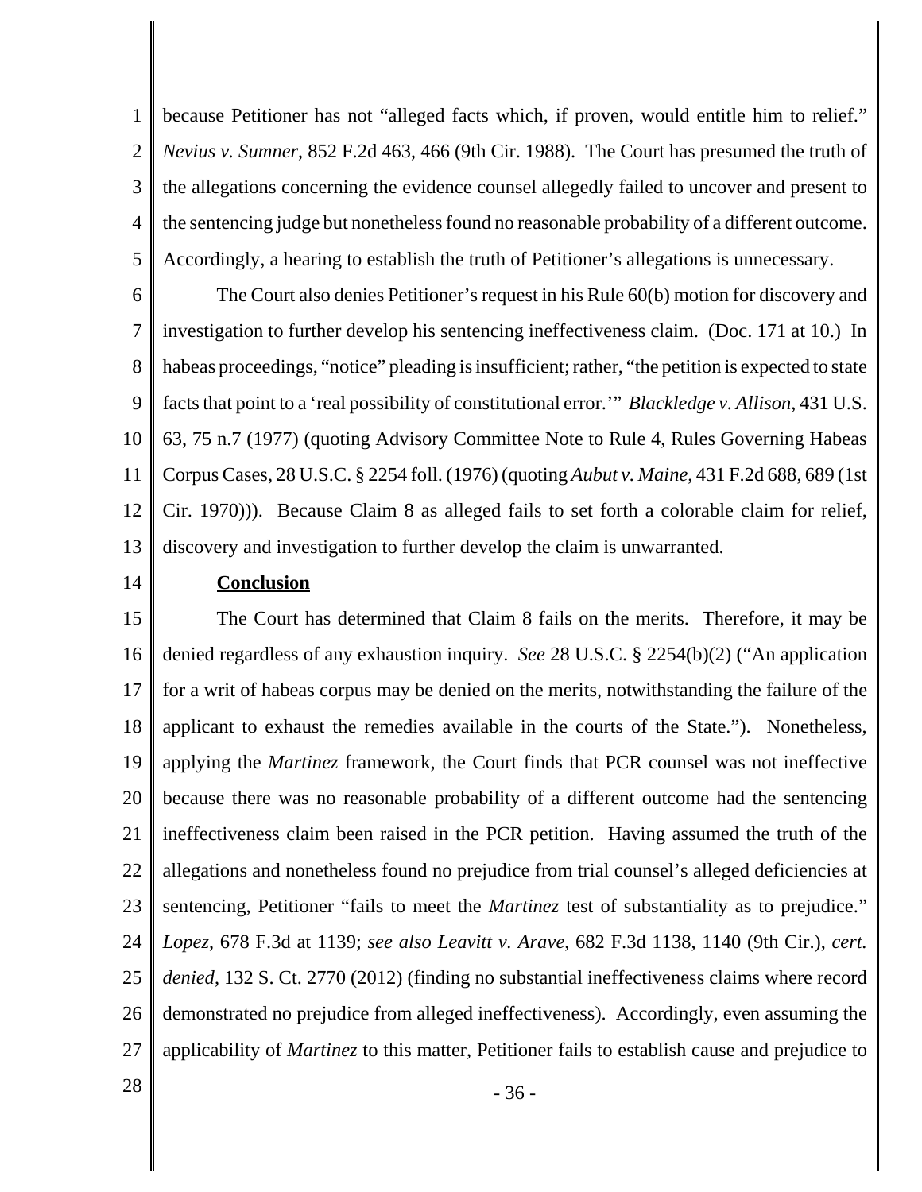because Petitioner has not "alleged facts which, if proven, would entitle him to relief." *Nevius v. Sumner*, 852 F.2d 463, 466 (9th Cir. 1988). The Court has presumed the truth of the allegations concerning the evidence counsel allegedly failed to uncover and present to the sentencing judge but nonetheless found no reasonable probability of a different outcome. Accordingly, a hearing to establish the truth of Petitioner's allegations is unnecessary.

The Court also denies Petitioner's request in his Rule 60(b) motion for discovery and investigation to further develop his sentencing ineffectiveness claim. (Doc. 171 at 10.) In habeas proceedings, "notice" pleading is insufficient; rather, "the petition is expected to state facts that point to a 'real possibility of constitutional error.'" *Blackledge v. Allison*, 431 U.S. 63, 75 n.7 (1977) (quoting Advisory Committee Note to Rule 4, Rules Governing Habeas Corpus Cases, 28 U.S.C. § 2254 foll. (1976) (quoting *Aubut v. Maine*, 431 F.2d 688, 689 (1st Cir. 1970))). Because Claim 8 as alleged fails to set forth a colorable claim for relief, discovery and investigation to further develop the claim is unwarranted.

**Conclusion**

The Court has determined that Claim 8 fails on the merits. Therefore, it may be denied regardless of any exhaustion inquiry. *See* 28 U.S.C. § 2254(b)(2) ("An application for a writ of habeas corpus may be denied on the merits, notwithstanding the failure of the applicant to exhaust the remedies available in the courts of the State."). Nonetheless, applying the *Martinez* framework, the Court finds that PCR counsel was not ineffective because there was no reasonable probability of a different outcome had the sentencing ineffectiveness claim been raised in the PCR petition. Having assumed the truth of the allegations and nonetheless found no prejudice from trial counsel's alleged deficiencies at sentencing, Petitioner "fails to meet the *Martinez* test of substantiality as to prejudice." *Lopez*, 678 F.3d at 1139; *see also Leavitt v. Arave*, 682 F.3d 1138, 1140 (9th Cir.), *cert. denied*, 132 S. Ct. 2770 (2012) (finding no substantial ineffectiveness claims where record demonstrated no prejudice from alleged ineffectiveness). Accordingly, even assuming the applicability of *Martinez* to this matter, Petitioner fails to establish cause and prejudice to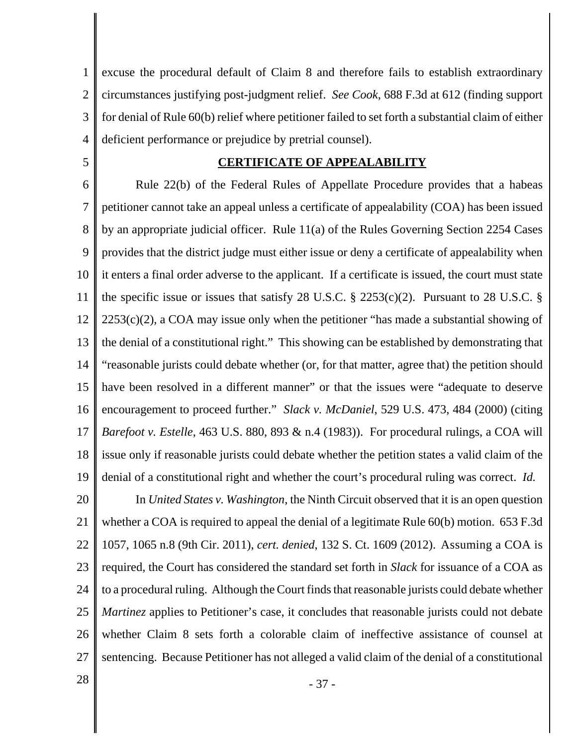excuse the procedural default of Claim 8 and therefore fails to establish extraordinary circumstances justifying post-judgment relief. *See Cook*, 688 F.3d at 612 (finding support for denial of Rule 60(b) relief where petitioner failed to set forth a substantial claim of either deficient performance or prejudice by pretrial counsel).

**CERTIFICATE OF APPEALABILITY**

Rule 22(b) of the Federal Rules of Appellate Procedure provides that a habeas petitioner cannot take an appeal unless a certificate of appealability (COA) has been issued by an appropriate judicial officer. Rule 11(a) of the Rules Governing Section 2254 Cases provides that the district judge must either issue or deny a certificate of appealability when it enters a final order adverse to the applicant. If a certificate is issued, the court must state the specific issue or issues that satisfy 28 U.S.C. § 2253(c)(2). Pursuant to 28 U.S.C. § 2253(c)(2), a COA may issue only when the petitioner "has made a substantial showing of the denial of a constitutional right." This showing can be established by demonstrating that "reasonable jurists could debate whether (or, for that matter, agree that) the petition should have been resolved in a different manner" or that the issues were "adequate to deserve encouragement to proceed further." *Slack v. McDaniel*, 529 U.S. 473, 484 (2000) (citing *Barefoot v. Estelle*, 463 U.S. 880, 893 & n.4 (1983)). For procedural rulings, a COA will issue only if reasonable jurists could debate whether the petition states a valid claim of the denial of a constitutional right and whether the court's procedural ruling was correct. *Id.*

In *United States v. Washington*, the Ninth Circuit observed that it is an open question whether a COA is required to appeal the denial of a legitimate Rule 60(b) motion. 653 F.3d 1057, 1065 n.8 (9th Cir. 2011), *cert. denied*, 132 S. Ct. 1609 (2012). Assuming a COA is required, the Court has considered the standard set forth in *Slack* for issuance of a COA as to a procedural ruling. Although the Court finds that reasonable jurists could debate whether *Martinez* applies to Petitioner's case, it concludes that reasonable jurists could not debate whether Claim 8 sets forth a colorable claim of ineffective assistance of counsel at sentencing. Because Petitioner has not alleged a valid claim of the denial of a constitutional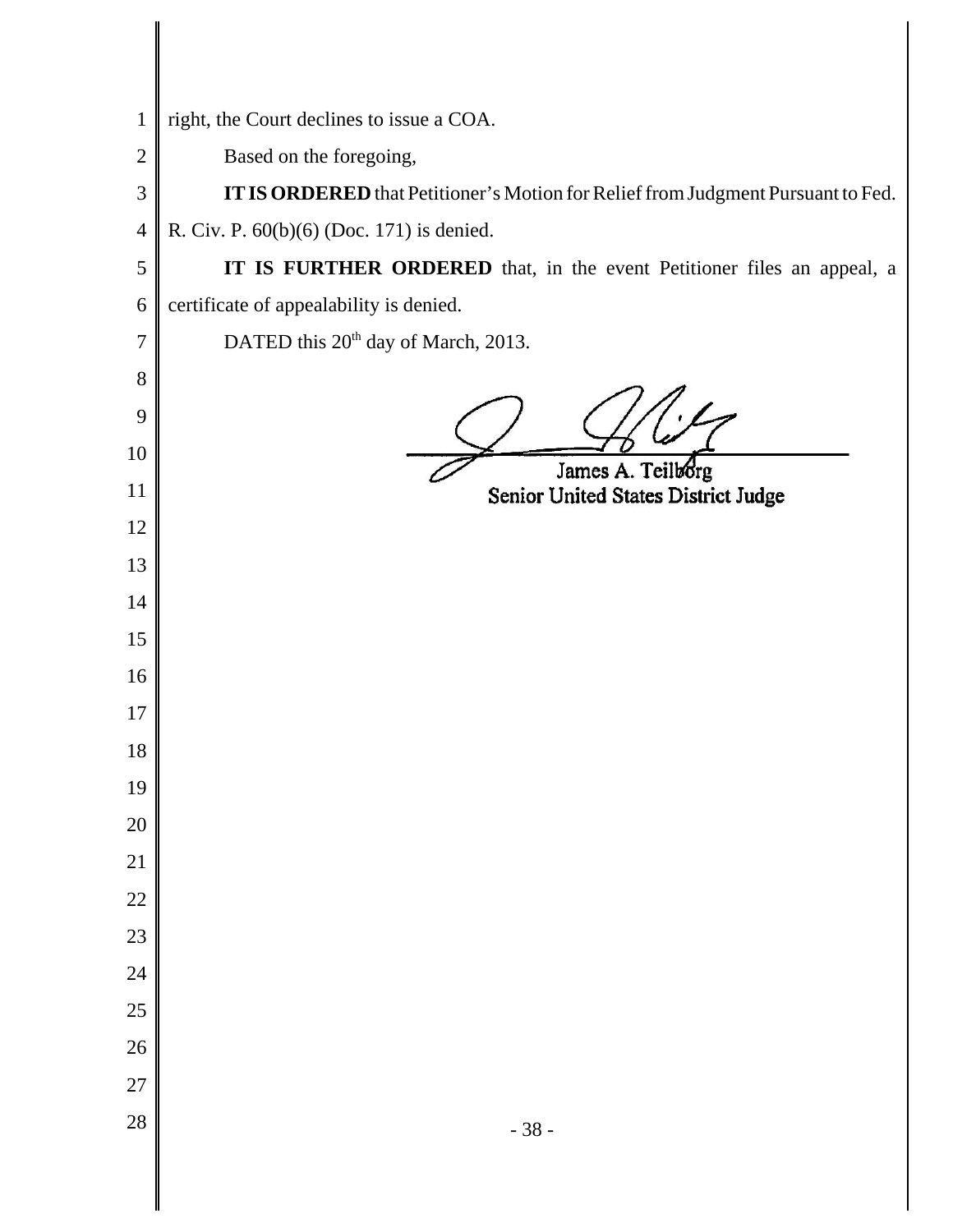right, the Court declines to issue a COA.

Based on the foregoing,

**IT IS ORDERED** that Petitioner's Motion for Relief from Judgment Pursuant to Fed. R. Civ. P. 60(b)(6) (Doc. 171) is denied.

**IT IS FURTHER ORDERED** that, in the event Petitioner files an appeal, a certificate of appealability is denied.

DATED this 20th day of March, 2013.

James A. Teilborg
Senior United States District Judge